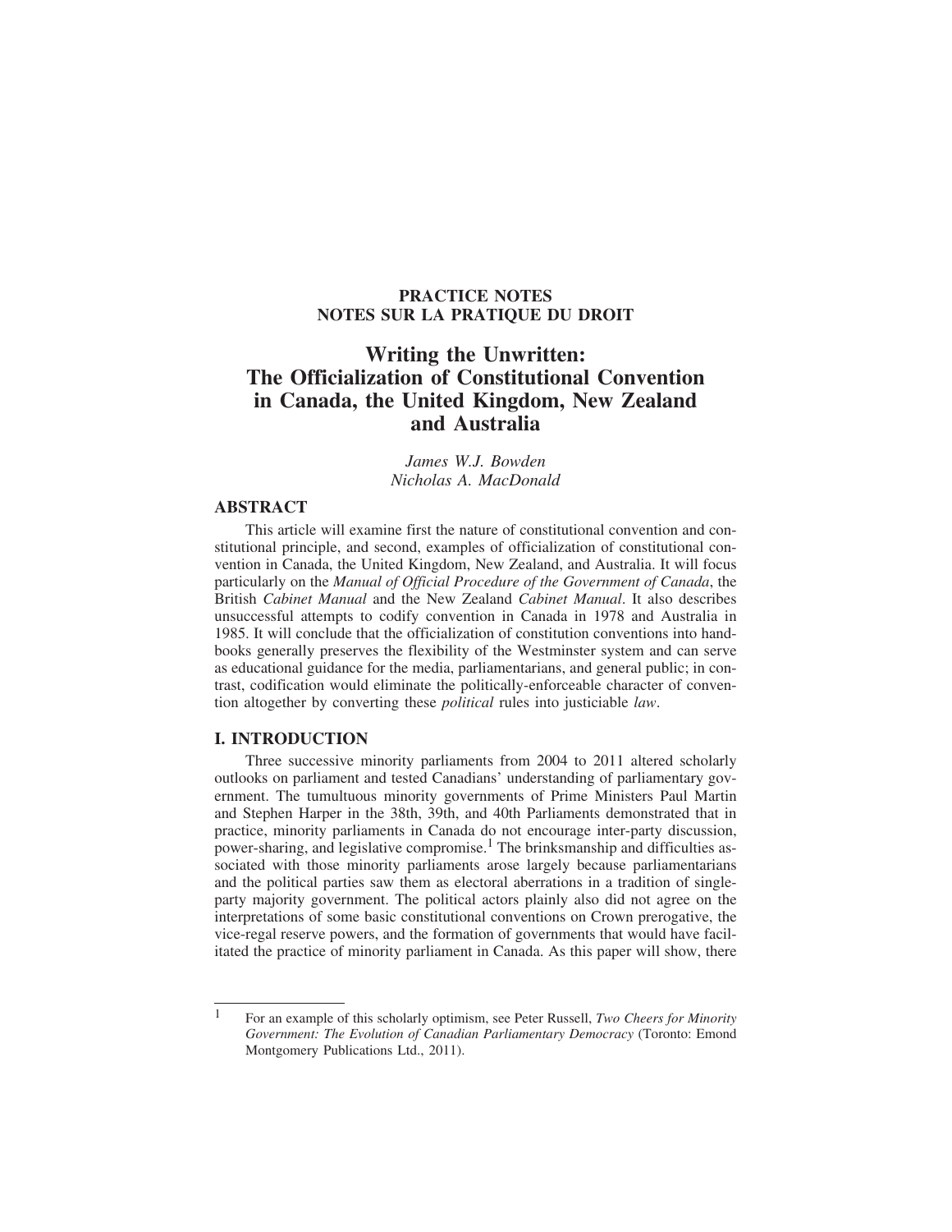**PRACTICE NOTES**
**NOTES SUR LA PRATIQUE DU DROIT**

# Writing the Unwritten: The Officialization of Constitutional Convention in Canada, the United Kingdom, New Zealand and Australia

*James W.J. Bowden*
*Nicholas A. MacDonald*

## ABSTRACT

This article will examine first the nature of constitutional convention and constitutional principle, and second, examples of officialization of constitutional convention in Canada, the United Kingdom, New Zealand, and Australia. It will focus particularly on the *Manual of Official Procedure of the Government of Canada*, the British *Cabinet Manual* and the New Zealand *Cabinet Manual*. It also describes unsuccessful attempts to codify convention in Canada in 1978 and Australia in 1985. It will conclude that the officialization of constitution conventions into handbooks generally preserves the flexibility of the Westminster system and can serve as educational guidance for the media, parliamentarians, and general public; in contrast, codification would eliminate the politically-enforceable character of convention altogether by converting these *political* rules into justiciable *law*.

## I. INTRODUCTION

Three successive minority parliaments from 2004 to 2011 altered scholarly outlooks on parliament and tested Canadians' understanding of parliamentary government. The tumultuous minority governments of Prime Ministers Paul Martin and Stephen Harper in the 38th, 39th, and 40th Parliaments demonstrated that in practice, minority parliaments in Canada do not encourage inter-party discussion, power-sharing, and legislative compromise.[1] The brinksmanship and difficulties associated with those minority parliaments arose largely because parliamentarians and the political parties saw them as electoral aberrations in a tradition of single-party majority government. The political actors plainly also did not agree on the interpretations of some basic constitutional conventions on Crown prerogative, the vice-regal reserve powers, and the formation of governments that would have facilitated the practice of minority parliament in Canada. As this paper will show, there

---

[1] For an example of this scholarly optimism, see Peter Russell, *Two Cheers for Minority Government: The Evolution of Canadian Parliamentary Democracy* (Toronto: Emond Montgomery Publications Ltd., 2011).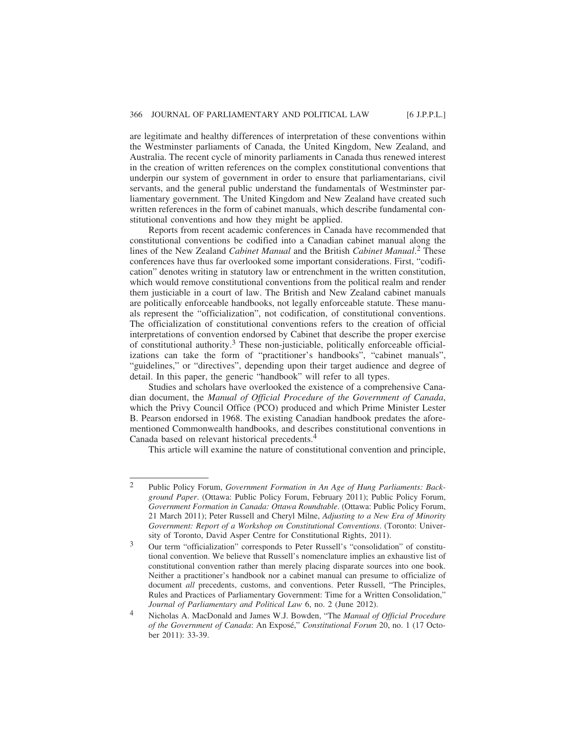are legitimate and healthy differences of interpretation of these conventions within the Westminster parliaments of Canada, the United Kingdom, New Zealand, and Australia. The recent cycle of minority parliaments in Canada thus renewed interest in the creation of written references on the complex constitutional conventions that underpin our system of government in order to ensure that parliamentarians, civil servants, and the general public understand the fundamentals of Westminster parliamentary government. The United Kingdom and New Zealand have created such written references in the form of cabinet manuals, which describe fundamental constitutional conventions and how they might be applied.

Reports from recent academic conferences in Canada have recommended that constitutional conventions be codified into a Canadian cabinet manual along the lines of the New Zealand *Cabinet Manual* and the British *Cabinet Manual*.[2] These conferences have thus far overlooked some important considerations. First, "codification" denotes writing in statutory law or entrenchment in the written constitution, which would remove constitutional conventions from the political realm and render them justiciable in a court of law. The British and New Zealand cabinet manuals are politically enforceable handbooks, not legally enforceable statute. These manuals represent the "officialization", not codification, of constitutional conventions. The officialization of constitutional conventions refers to the creation of official interpretations of convention endorsed by Cabinet that describe the proper exercise of constitutional authority.[3] These non-justiciable, politically enforceable officializations can take the form of "practitioner's handbooks", "cabinet manuals", "guidelines," or "directives", depending upon their target audience and degree of detail. In this paper, the generic "handbook" will refer to all types.

Studies and scholars have overlooked the existence of a comprehensive Canadian document, the *Manual of Official Procedure of the Government of Canada*, which the Privy Council Office (PCO) produced and which Prime Minister Lester B. Pearson endorsed in 1968. The existing Canadian handbook predates the aforementioned Commonwealth handbooks, and describes constitutional conventions in Canada based on relevant historical precedents.[4]

This article will examine the nature of constitutional convention and principle,

---

2 Public Policy Forum, *Government Formation in An Age of Hung Parliaments: Background Paper*. (Ottawa: Public Policy Forum, February 2011); Public Policy Forum, *Government Formation in Canada: Ottawa Roundtable*. (Ottawa: Public Policy Forum, 21 March 2011); Peter Russell and Cheryl Milne, *Adjusting to a New Era of Minority Government: Report of a Workshop on Constitutional Conventions*. (Toronto: University of Toronto, David Asper Centre for Constitutional Rights, 2011).

3 Our term "officialization" corresponds to Peter Russell's "consolidation" of constitutional convention. We believe that Russell's nomenclature implies an exhaustive list of constitutional convention rather than merely placing disparate sources into one book. Neither a practitioner's handbook nor a cabinet manual can presume to officialize of document *all* precedents, customs, and conventions. Peter Russell, "The Principles, Rules and Practices of Parliamentary Government: Time for a Written Consolidation," *Journal of Parliamentary and Political Law* 6, no. 2 (June 2012).

4 Nicholas A. MacDonald and James W.J. Bowden, "The *Manual of Official Procedure of the Government of Canada*: An Exposé," *Constitutional Forum* 20, no. 1 (17 October 2011): 33-39.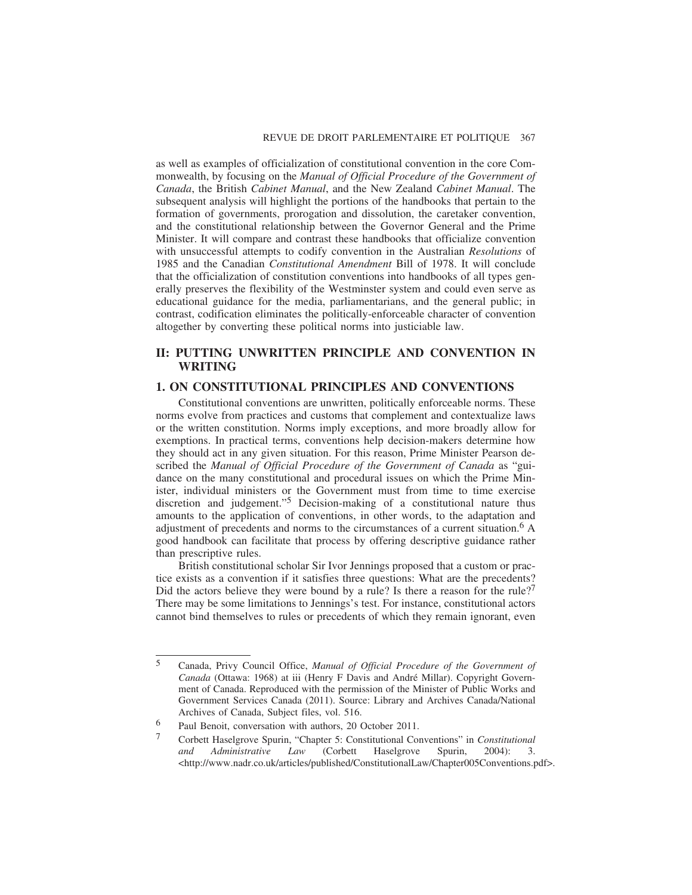as well as examples of officialization of constitutional convention in the core Commonwealth, by focusing on the *Manual of Official Procedure of the Government of Canada*, the British *Cabinet Manual*, and the New Zealand *Cabinet Manual*. The subsequent analysis will highlight the portions of the handbooks that pertain to the formation of governments, prorogation and dissolution, the caretaker convention, and the constitutional relationship between the Governor General and the Prime Minister. It will compare and contrast these handbooks that officialize convention with unsuccessful attempts to codify convention in the Australian *Resolutions* of 1985 and the Canadian *Constitutional Amendment* Bill of 1978. It will conclude that the officialization of constitution conventions into handbooks of all types generally preserves the flexibility of the Westminster system and could even serve as educational guidance for the media, parliamentarians, and the general public; in contrast, codification eliminates the politically-enforceable character of convention altogether by converting these political norms into justiciable law.

## II: PUTTING UNWRITTEN PRINCIPLE AND CONVENTION IN WRITING

### 1. ON CONSTITUTIONAL PRINCIPLES AND CONVENTIONS

Constitutional conventions are unwritten, politically enforceable norms. These norms evolve from practices and customs that complement and contextualize laws or the written constitution. Norms imply exceptions, and more broadly allow for exemptions. In practical terms, conventions help decision-makers determine how they should act in any given situation. For this reason, Prime Minister Pearson described the *Manual of Official Procedure of the Government of Canada* as "guidance on the many constitutional and procedural issues on which the Prime Minister, individual ministers or the Government must from time to time exercise discretion and judgement."[5] Decision-making of a constitutional nature thus amounts to the application of conventions, in other words, to the adaptation and adjustment of precedents and norms to the circumstances of a current situation.[6] A good handbook can facilitate that process by offering descriptive guidance rather than prescriptive rules.

British constitutional scholar Sir Ivor Jennings proposed that a custom or practice exists as a convention if it satisfies three questions: What are the precedents? Did the actors believe they were bound by a rule? Is there a reason for the rule?[7] There may be some limitations to Jennings's test. For instance, constitutional actors cannot bind themselves to rules or precedents of which they remain ignorant, even

---

[5] Canada, Privy Council Office, *Manual of Official Procedure of the Government of Canada* (Ottawa: 1968) at iii (Henry F Davis and André Millar). Copyright Government of Canada. Reproduced with the permission of the Minister of Public Works and Government Services Canada (2011). Source: Library and Archives Canada/National Archives of Canada, Subject files, vol. 516.

[6] Paul Benoit, conversation with authors, 20 October 2011.

[7] Corbett Haselgrove Spurin, "Chapter 5: Constitutional Conventions" in *Constitutional and Administrative Law* (Corbett Haselgrove Spurin, 2004): 3. <http://www.nadr.co.uk/articles/published/ConstitutionalLaw/Chapter005Conventions.pdf>.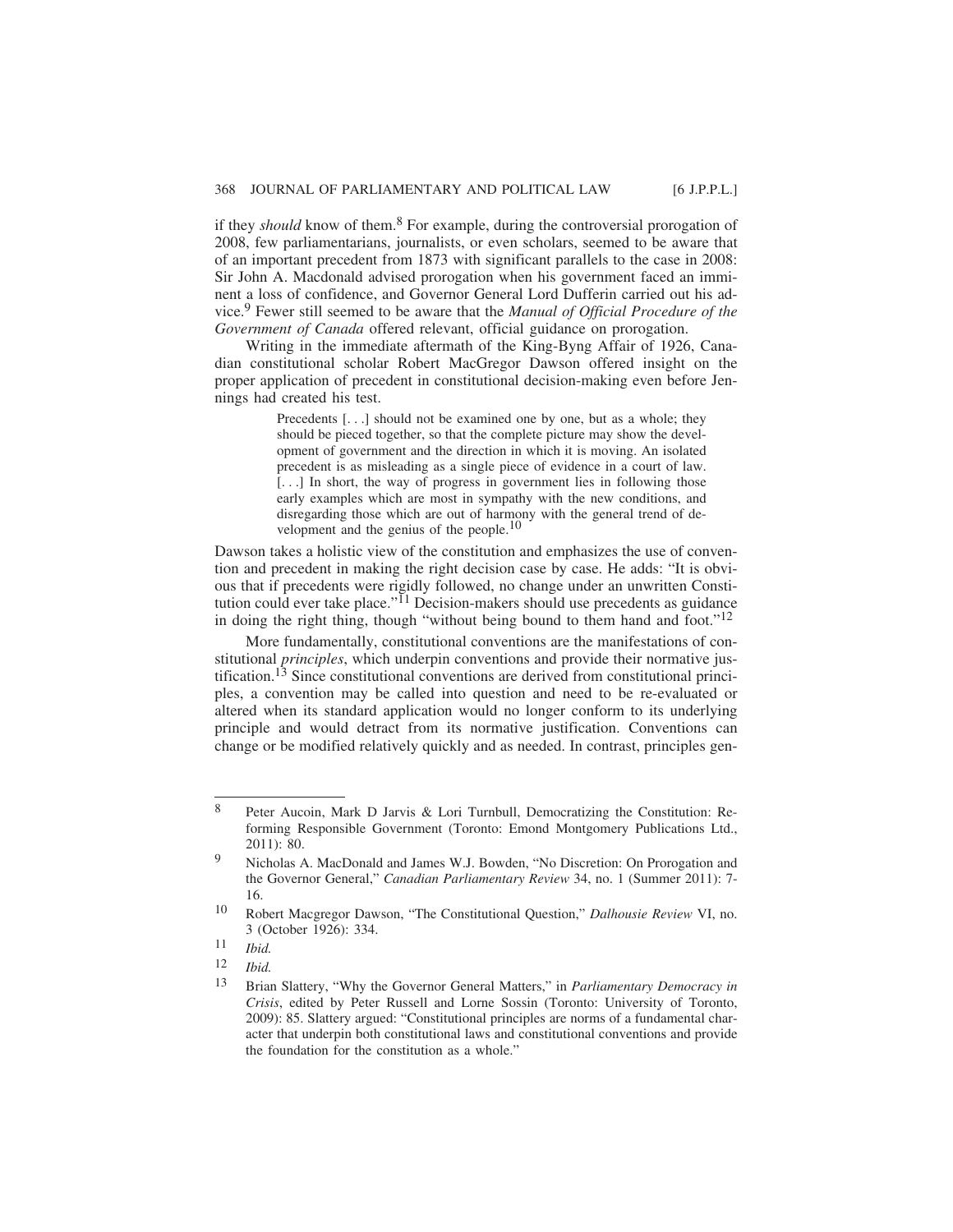if they *should* know of them.[8] For example, during the controversial prorogation of 2008, few parliamentarians, journalists, or even scholars, seemed to be aware that of an important precedent from 1873 with significant parallels to the case in 2008: Sir John A. Macdonald advised prorogation when his government faced an imminent a loss of confidence, and Governor General Lord Dufferin carried out his advice.[9] Fewer still seemed to be aware that the *Manual of Official Procedure of the Government of Canada* offered relevant, official guidance on prorogation.

Writing in the immediate aftermath of the King-Byng Affair of 1926, Canadian constitutional scholar Robert MacGregor Dawson offered insight on the proper application of precedent in constitutional decision-making even before Jennings had created his test.

> Precedents [. . .] should not be examined one by one, but as a whole; they should be pieced together, so that the complete picture may show the development of government and the direction in which it is moving. An isolated precedent is as misleading as a single piece of evidence in a court of law. [. . .] In short, the way of progress in government lies in following those early examples which are most in sympathy with the new conditions, and disregarding those which are out of harmony with the general trend of development and the genius of the people.[10]

Dawson takes a holistic view of the constitution and emphasizes the use of convention and precedent in making the right decision case by case. He adds: "It is obvious that if precedents were rigidly followed, no change under an unwritten Constitution could ever take place."[11] Decision-makers should use precedents as guidance in doing the right thing, though "without being bound to them hand and foot."[12]

More fundamentally, constitutional conventions are the manifestations of constitutional *principles*, which underpin conventions and provide their normative justification.[13] Since constitutional conventions are derived from constitutional principles, a convention may be called into question and need to be re-evaluated or altered when its standard application would no longer conform to its underlying principle and would detract from its normative justification. Conventions can change or be modified relatively quickly and as needed. In contrast, principles gen-

---

8 Peter Aucoin, Mark D Jarvis & Lori Turnbull, Democratizing the Constitution: Reforming Responsible Government (Toronto: Emond Montgomery Publications Ltd., 2011): 80.

9 Nicholas A. MacDonald and James W.J. Bowden, "No Discretion: On Prorogation and the Governor General," *Canadian Parliamentary Review* 34, no. 1 (Summer 2011): 7-16.

10 Robert Macgregor Dawson, "The Constitutional Question," *Dalhousie Review* VI, no. 3 (October 1926): 334.

11 *Ibid.*

12 *Ibid.*

13 Brian Slattery, "Why the Governor General Matters," in *Parliamentary Democracy in Crisis*, edited by Peter Russell and Lorne Sossin (Toronto: University of Toronto, 2009): 85. Slattery argued: "Constitutional principles are norms of a fundamental character that underpin both constitutional laws and constitutional conventions and provide the foundation for the constitution as a whole."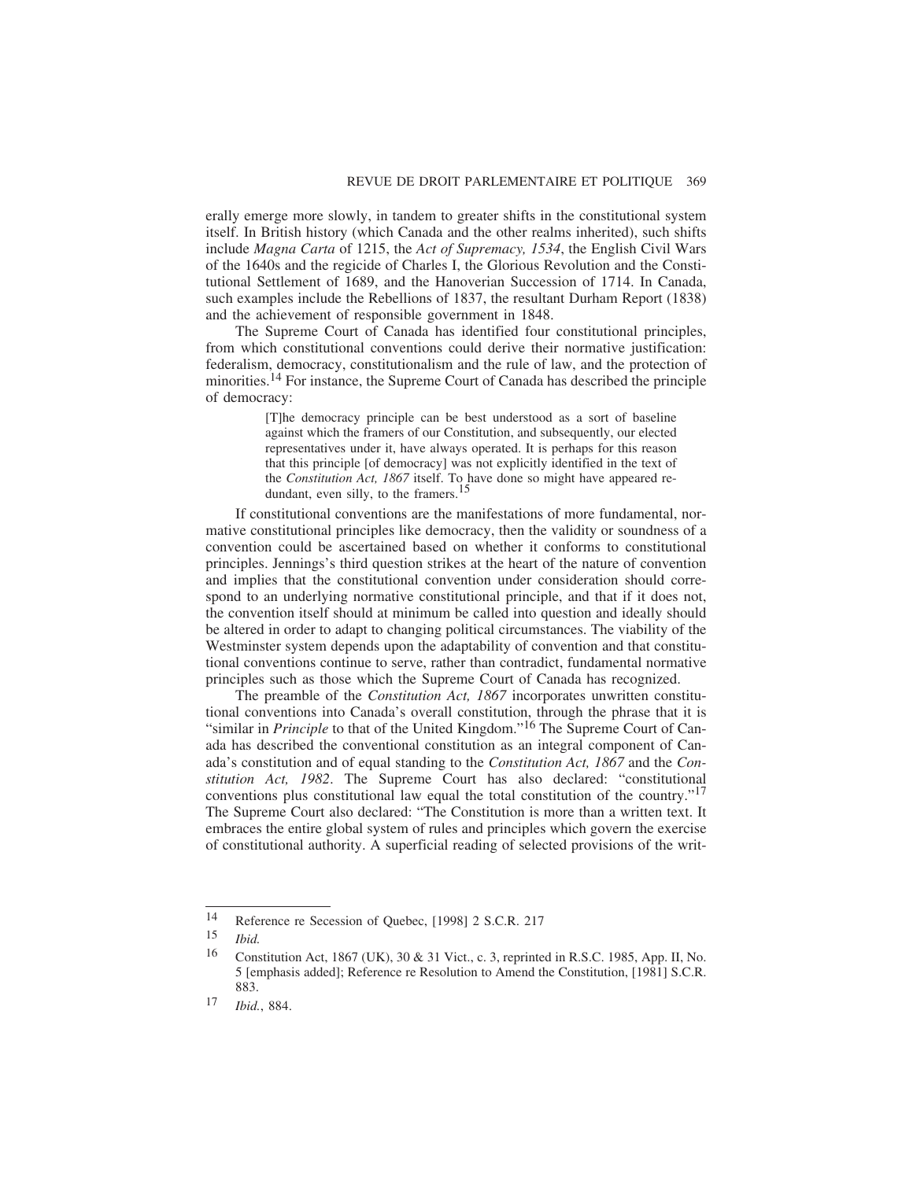erally emerge more slowly, in tandem to greater shifts in the constitutional system itself. In British history (which Canada and the other realms inherited), such shifts include *Magna Carta* of 1215, the *Act of Supremacy, 1534*, the English Civil Wars of the 1640s and the regicide of Charles I, the Glorious Revolution and the Constitutional Settlement of 1689, and the Hanoverian Succession of 1714. In Canada, such examples include the Rebellions of 1837, the resultant Durham Report (1838) and the achievement of responsible government in 1848.

The Supreme Court of Canada has identified four constitutional principles, from which constitutional conventions could derive their normative justification: federalism, democracy, constitutionalism and the rule of law, and the protection of minorities.[14] For instance, the Supreme Court of Canada has described the principle of democracy:

> [T]he democracy principle can be best understood as a sort of baseline against which the framers of our Constitution, and subsequently, our elected representatives under it, have always operated. It is perhaps for this reason that this principle [of democracy] was not explicitly identified in the text of the *Constitution Act, 1867* itself. To have done so might have appeared redundant, even silly, to the framers.[15]

If constitutional conventions are the manifestations of more fundamental, normative constitutional principles like democracy, then the validity or soundness of a convention could be ascertained based on whether it conforms to constitutional principles. Jennings's third question strikes at the heart of the nature of convention and implies that the constitutional convention under consideration should correspond to an underlying normative constitutional principle, and that if it does not, the convention itself should at minimum be called into question and ideally should be altered in order to adapt to changing political circumstances. The viability of the Westminster system depends upon the adaptability of convention and that constitutional conventions continue to serve, rather than contradict, fundamental normative principles such as those which the Supreme Court of Canada has recognized.

The preamble of the *Constitution Act, 1867* incorporates unwritten constitutional conventions into Canada's overall constitution, through the phrase that it is "similar in *Principle* to that of the United Kingdom."[16] The Supreme Court of Canada has described the conventional constitution as an integral component of Canada's constitution and of equal standing to the *Constitution Act, 1867* and the *Constitution Act, 1982*. The Supreme Court has also declared: "constitutional conventions plus constitutional law equal the total constitution of the country."[17] The Supreme Court also declared: "The Constitution is more than a written text. It embraces the entire global system of rules and principles which govern the exercise of constitutional authority. A superficial reading of selected provisions of the writ-

---

14 Reference re Secession of Quebec, [1998] 2 S.C.R. 217

15 *Ibid.*

16 Constitution Act, 1867 (UK), 30 & 31 Vict., c. 3, reprinted in R.S.C. 1985, App. II, No. 5 [emphasis added]; Reference re Resolution to Amend the Constitution, [1981] S.C.R. 883.

17 *Ibid.*, 884.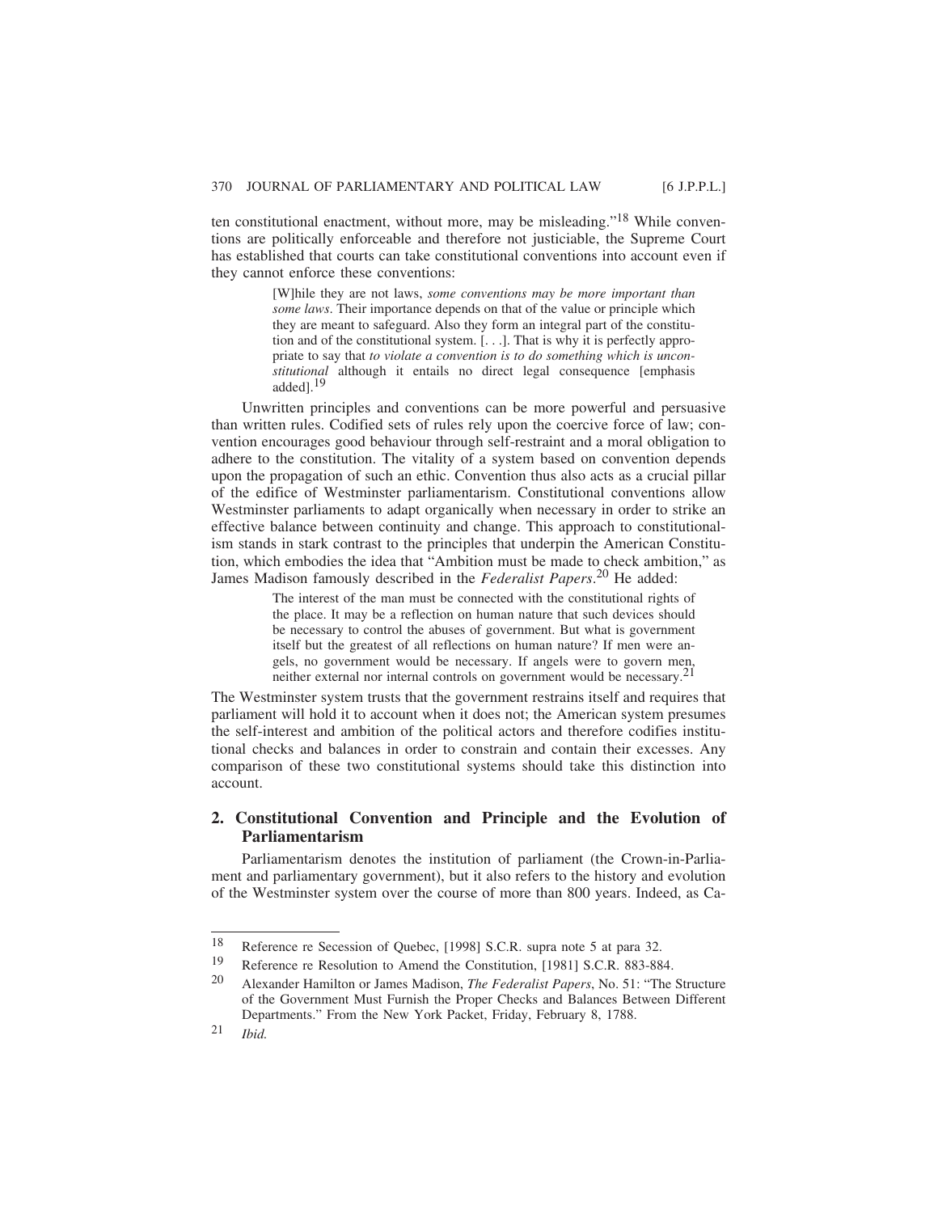ten constitutional enactment, without more, may be misleading."[18] While conventions are politically enforceable and therefore not justiciable, the Supreme Court has established that courts can take constitutional conventions into account even if they cannot enforce these conventions:

> [W]hile they are not laws, *some conventions may be more important than some laws*. Their importance depends on that of the value or principle which they are meant to safeguard. Also they form an integral part of the constitution and of the constitutional system. [. . .]. That is why it is perfectly appropriate to say that *to violate a convention is to do something which is unconstitutional* although it entails no direct legal consequence [emphasis added].[19]

Unwritten principles and conventions can be more powerful and persuasive than written rules. Codified sets of rules rely upon the coercive force of law; convention encourages good behaviour through self-restraint and a moral obligation to adhere to the constitution. The vitality of a system based on convention depends upon the propagation of such an ethic. Convention thus also acts as a crucial pillar of the edifice of Westminster parliamentarism. Constitutional conventions allow Westminster parliaments to adapt organically when necessary in order to strike an effective balance between continuity and change. This approach to constitutionalism stands in stark contrast to the principles that underpin the American Constitution, which embodies the idea that "Ambition must be made to check ambition," as James Madison famously described in the *Federalist Papers*.[20] He added:

> The interest of the man must be connected with the constitutional rights of the place. It may be a reflection on human nature that such devices should be necessary to control the abuses of government. But what is government itself but the greatest of all reflections on human nature? If men were angels, no government would be necessary. If angels were to govern men, neither external nor internal controls on government would be necessary.[21]

The Westminster system trusts that the government restrains itself and requires that parliament will hold it to account when it does not; the American system presumes the self-interest and ambition of the political actors and therefore codifies institutional checks and balances in order to constrain and contain their excesses. Any comparison of these two constitutional systems should take this distinction into account.

## 2. Constitutional Convention and Principle and the Evolution of Parliamentarism

Parliamentarism denotes the institution of parliament (the Crown-in-Parliament and parliamentary government), but it also refers to the history and evolution of the Westminster system over the course of more than 800 years. Indeed, as Ca-

---

18 Reference re Secession of Quebec, [1998] S.C.R. supra note 5 at para 32.

19 Reference re Resolution to Amend the Constitution, [1981] S.C.R. 883-884.

20 Alexander Hamilton or James Madison, *The Federalist Papers*, No. 51: "The Structure of the Government Must Furnish the Proper Checks and Balances Between Different Departments." From the New York Packet, Friday, February 8, 1788.

21 *Ibid.*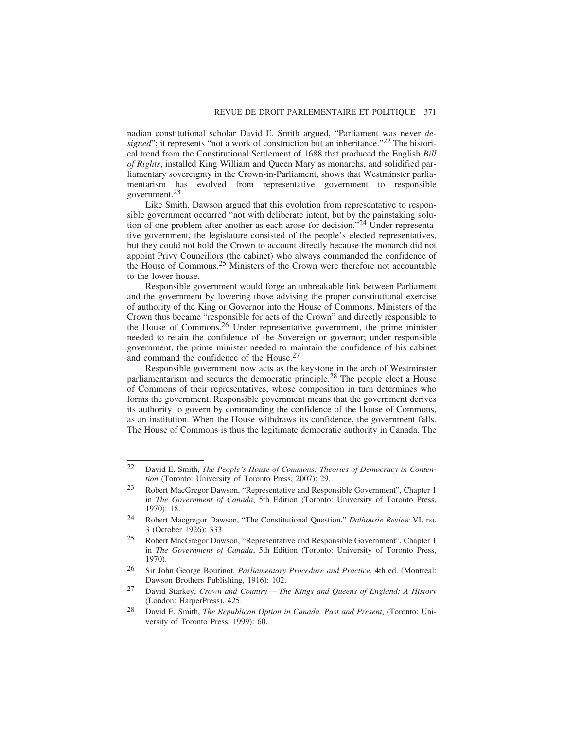nadian constitutional scholar David E. Smith argued, "Parliament was never *designed*"; it represents "not a work of construction but an inheritance."[22] The historical trend from the Constitutional Settlement of 1688 that produced the English *Bill of Rights*, installed King William and Queen Mary as monarchs, and solidified parliamentary sovereignty in the Crown-in-Parliament, shows that Westminster parliamentarism has evolved from representative government to responsible government.[23]

Like Smith, Dawson argued that this evolution from representative to responsible government occurred "not with deliberate intent, but by the painstaking solution of one problem after another as each arose for decision."[24] Under representative government, the legislature consisted of the people's elected representatives, but they could not hold the Crown to account directly because the monarch did not appoint Privy Councillors (the cabinet) who always commanded the confidence of the House of Commons.[25] Ministers of the Crown were therefore not accountable to the lower house.

Responsible government would forge an unbreakable link between Parliament and the government by lowering those advising the proper constitutional exercise of authority of the King or Governor into the House of Commons. Ministers of the Crown thus became "responsible for acts of the Crown" and directly responsible to the House of Commons.[26] Under representative government, the prime minister needed to retain the confidence of the Sovereign or governor; under responsible government, the prime minister needed to maintain the confidence of his cabinet and command the confidence of the House.[27]

Responsible government now acts as the keystone in the arch of Westminster parliamentarism and secures the democratic principle.[28] The people elect a House of Commons of their representatives, whose composition in turn determines who forms the government. Responsible government means that the government derives its authority to govern by commanding the confidence of the House of Commons, as an institution. When the House withdraws its confidence, the government falls. The House of Commons is thus the legitimate democratic authority in Canada. The

---

22 David E. Smith, *The People's House of Commons: Theories of Democracy in Contention* (Toronto: University of Toronto Press, 2007): 29.

23 Robert MacGregor Dawson, "Representative and Responsible Government", Chapter 1 in *The Government of Canada*, 5th Edition (Toronto: University of Toronto Press, 1970): 18.

24 Robert Macgregor Dawson, "The Constitutional Question," *Dalhousie Review* VI, no. 3 (October 1926): 333.

25 Robert MacGregor Dawson, "Representative and Responsible Government", Chapter 1 in *The Government of Canada*, 5th Edition (Toronto: University of Toronto Press, 1970).

26 Sir John George Bourinot, *Parliamentary Procedure and Practice*, 4th ed. (Montreal: Dawson Brothers Publishing, 1916): 102.

27 David Starkey, *Crown and Country — The Kings and Queens of England: A History* (London: HarperPress), 425.

28 David E. Smith, *The Republican Option in Canada, Past and Present*, (Toronto: University of Toronto Press, 1999): 60.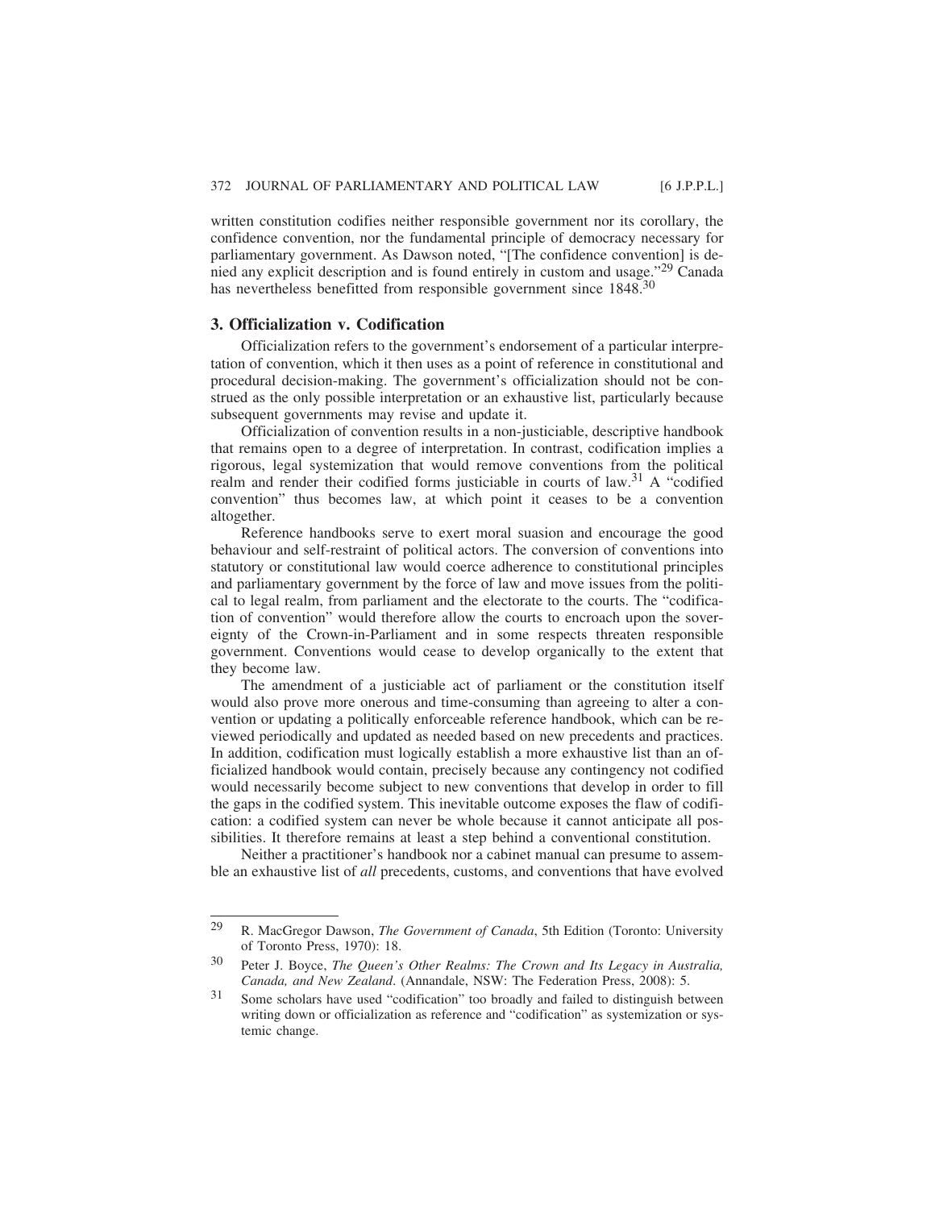written constitution codifies neither responsible government nor its corollary, the confidence convention, nor the fundamental principle of democracy necessary for parliamentary government. As Dawson noted, "[The confidence convention] is denied any explicit description and is found entirely in custom and usage."[29] Canada has nevertheless benefitted from responsible government since 1848.[30]

## 3. Officialization v. Codification

Officialization refers to the government's endorsement of a particular interpretation of convention, which it then uses as a point of reference in constitutional and procedural decision-making. The government's officialization should not be construed as the only possible interpretation or an exhaustive list, particularly because subsequent governments may revise and update it.

Officialization of convention results in a non-justiciable, descriptive handbook that remains open to a degree of interpretation. In contrast, codification implies a rigorous, legal systemization that would remove conventions from the political realm and render their codified forms justiciable in courts of law.[31] A "codified convention" thus becomes law, at which point it ceases to be a convention altogether.

Reference handbooks serve to exert moral suasion and encourage the good behaviour and self-restraint of political actors. The conversion of conventions into statutory or constitutional law would coerce adherence to constitutional principles and parliamentary government by the force of law and move issues from the political to legal realm, from parliament and the electorate to the courts. The "codification of convention" would therefore allow the courts to encroach upon the sovereignty of the Crown-in-Parliament and in some respects threaten responsible government. Conventions would cease to develop organically to the extent that they become law.

The amendment of a justiciable act of parliament or the constitution itself would also prove more onerous and time-consuming than agreeing to alter a convention or updating a politically enforceable reference handbook, which can be reviewed periodically and updated as needed based on new precedents and practices. In addition, codification must logically establish a more exhaustive list than an officialized handbook would contain, precisely because any contingency not codified would necessarily become subject to new conventions that develop in order to fill the gaps in the codified system. This inevitable outcome exposes the flaw of codification: a codified system can never be whole because it cannot anticipate all possibilities. It therefore remains at least a step behind a conventional constitution.

Neither a practitioner's handbook nor a cabinet manual can presume to assemble an exhaustive list of *all* precedents, customs, and conventions that have evolved

---

[29] R. MacGregor Dawson, *The Government of Canada*, 5th Edition (Toronto: University of Toronto Press, 1970): 18.

[30] Peter J. Boyce, *The Queen's Other Realms: The Crown and Its Legacy in Australia, Canada, and New Zealand*. (Annandale, NSW: The Federation Press, 2008): 5.

[31] Some scholars have used "codification" too broadly and failed to distinguish between writing down or officialization as reference and "codification" as systemization or systemic change.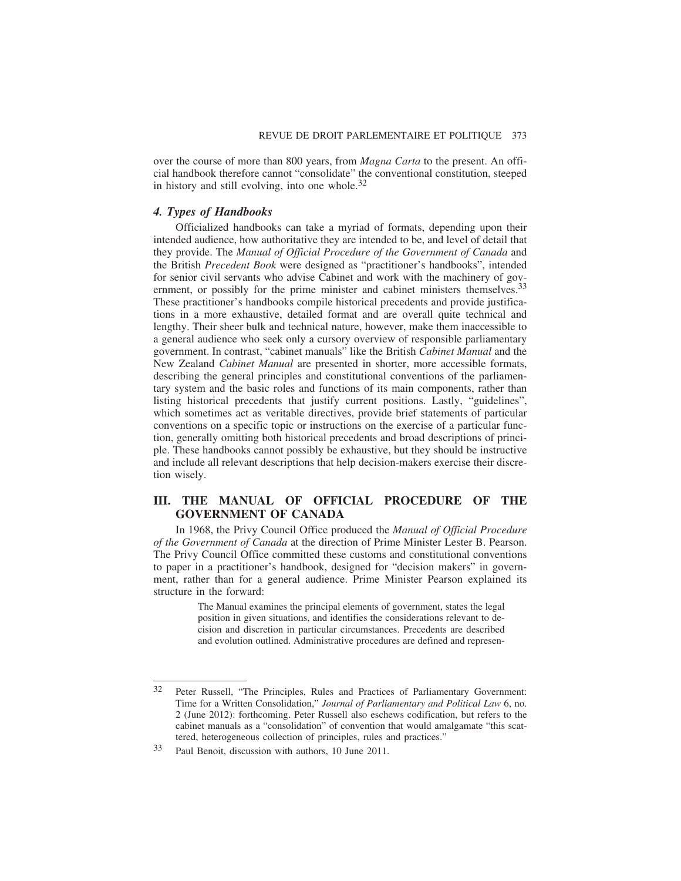over the course of more than 800 years, from *Magna Carta* to the present. An official handbook therefore cannot "consolidate" the conventional constitution, steeped in history and still evolving, into one whole.[32]

### *4. Types of Handbooks*

Officialized handbooks can take a myriad of formats, depending upon their intended audience, how authoritative they are intended to be, and level of detail that they provide. The *Manual of Official Procedure of the Government of Canada* and the British *Precedent Book* were designed as "practitioner's handbooks", intended for senior civil servants who advise Cabinet and work with the machinery of government, or possibly for the prime minister and cabinet ministers themselves.[33] These practitioner's handbooks compile historical precedents and provide justifications in a more exhaustive, detailed format and are overall quite technical and lengthy. Their sheer bulk and technical nature, however, make them inaccessible to a general audience who seek only a cursory overview of responsible parliamentary government. In contrast, "cabinet manuals" like the British *Cabinet Manual* and the New Zealand *Cabinet Manual* are presented in shorter, more accessible formats, describing the general principles and constitutional conventions of the parliamentary system and the basic roles and functions of its main components, rather than listing historical precedents that justify current positions. Lastly, "guidelines", which sometimes act as veritable directives, provide brief statements of particular conventions on a specific topic or instructions on the exercise of a particular function, generally omitting both historical precedents and broad descriptions of principle. These handbooks cannot possibly be exhaustive, but they should be instructive and include all relevant descriptions that help decision-makers exercise their discretion wisely.

## III. THE MANUAL OF OFFICIAL PROCEDURE OF THE GOVERNMENT OF CANADA

In 1968, the Privy Council Office produced the *Manual of Official Procedure of the Government of Canada* at the direction of Prime Minister Lester B. Pearson. The Privy Council Office committed these customs and constitutional conventions to paper in a practitioner's handbook, designed for "decision makers" in government, rather than for a general audience. Prime Minister Pearson explained its structure in the forward:

> The Manual examines the principal elements of government, states the legal position in given situations, and identifies the considerations relevant to decision and discretion in particular circumstances. Precedents are described and evolution outlined. Administrative procedures are defined and represen-

---

[32] Peter Russell, "The Principles, Rules and Practices of Parliamentary Government: Time for a Written Consolidation," *Journal of Parliamentary and Political Law* 6, no. 2 (June 2012): forthcoming. Peter Russell also eschews codification, but refers to the cabinet manuals as a "consolidation" of convention that would amalgamate "this scattered, heterogeneous collection of principles, rules and practices."

[33] Paul Benoit, discussion with authors, 10 June 2011.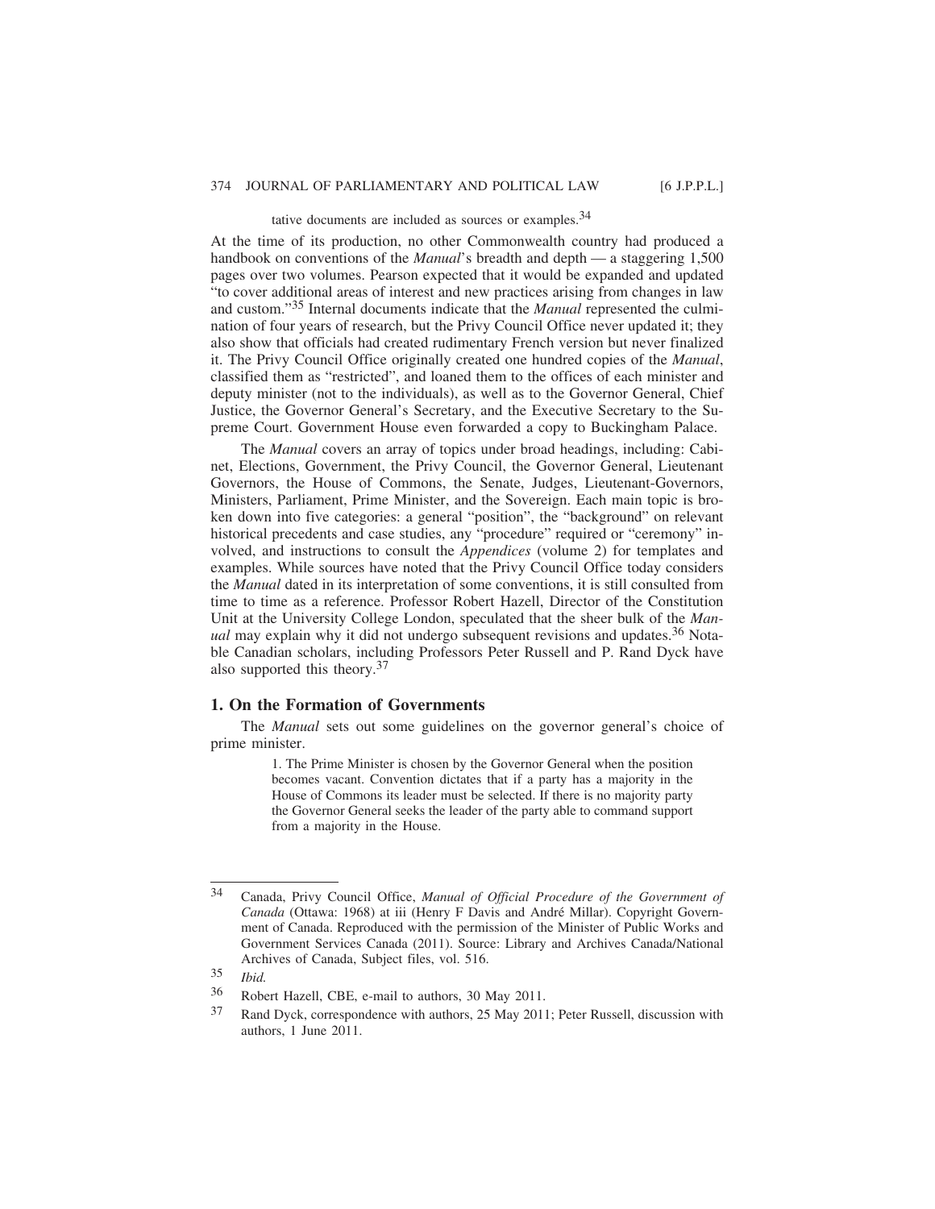tative documents are included as sources or examples.[34]

At the time of its production, no other Commonwealth country had produced a handbook on conventions of the *Manual*'s breadth and depth — a staggering 1,500 pages over two volumes. Pearson expected that it would be expanded and updated "to cover additional areas of interest and new practices arising from changes in law and custom."[35] Internal documents indicate that the *Manual* represented the culmination of four years of research, but the Privy Council Office never updated it; they also show that officials had created rudimentary French version but never finalized it. The Privy Council Office originally created one hundred copies of the *Manual*, classified them as "restricted", and loaned them to the offices of each minister and deputy minister (not to the individuals), as well as to the Governor General, Chief Justice, the Governor General's Secretary, and the Executive Secretary to the Supreme Court. Government House even forwarded a copy to Buckingham Palace.

The *Manual* covers an array of topics under broad headings, including: Cabinet, Elections, Government, the Privy Council, the Governor General, Lieutenant Governors, the House of Commons, the Senate, Judges, Lieutenant-Governors, Ministers, Parliament, Prime Minister, and the Sovereign. Each main topic is broken down into five categories: a general "position", the "background" on relevant historical precedents and case studies, any "procedure" required or "ceremony" involved, and instructions to consult the *Appendices* (volume 2) for templates and examples. While sources have noted that the Privy Council Office today considers the *Manual* dated in its interpretation of some conventions, it is still consulted from time to time as a reference. Professor Robert Hazell, Director of the Constitution Unit at the University College London, speculated that the sheer bulk of the *Manual* may explain why it did not undergo subsequent revisions and updates.[36] Notable Canadian scholars, including Professors Peter Russell and P. Rand Dyck have also supported this theory.[37]

## 1. On the Formation of Governments

The *Manual* sets out some guidelines on the governor general's choice of prime minister.

> 1. The Prime Minister is chosen by the Governor General when the position becomes vacant. Convention dictates that if a party has a majority in the House of Commons its leader must be selected. If there is no majority party the Governor General seeks the leader of the party able to command support from a majority in the House.

---

[34] Canada, Privy Council Office, *Manual of Official Procedure of the Government of Canada* (Ottawa: 1968) at iii (Henry F Davis and André Millar). Copyright Government of Canada. Reproduced with the permission of the Minister of Public Works and Government Services Canada (2011). Source: Library and Archives Canada/National Archives of Canada, Subject files, vol. 516.

[35] *Ibid.*

[36] Robert Hazell, CBE, e-mail to authors, 30 May 2011.

[37] Rand Dyck, correspondence with authors, 25 May 2011; Peter Russell, discussion with authors, 1 June 2011.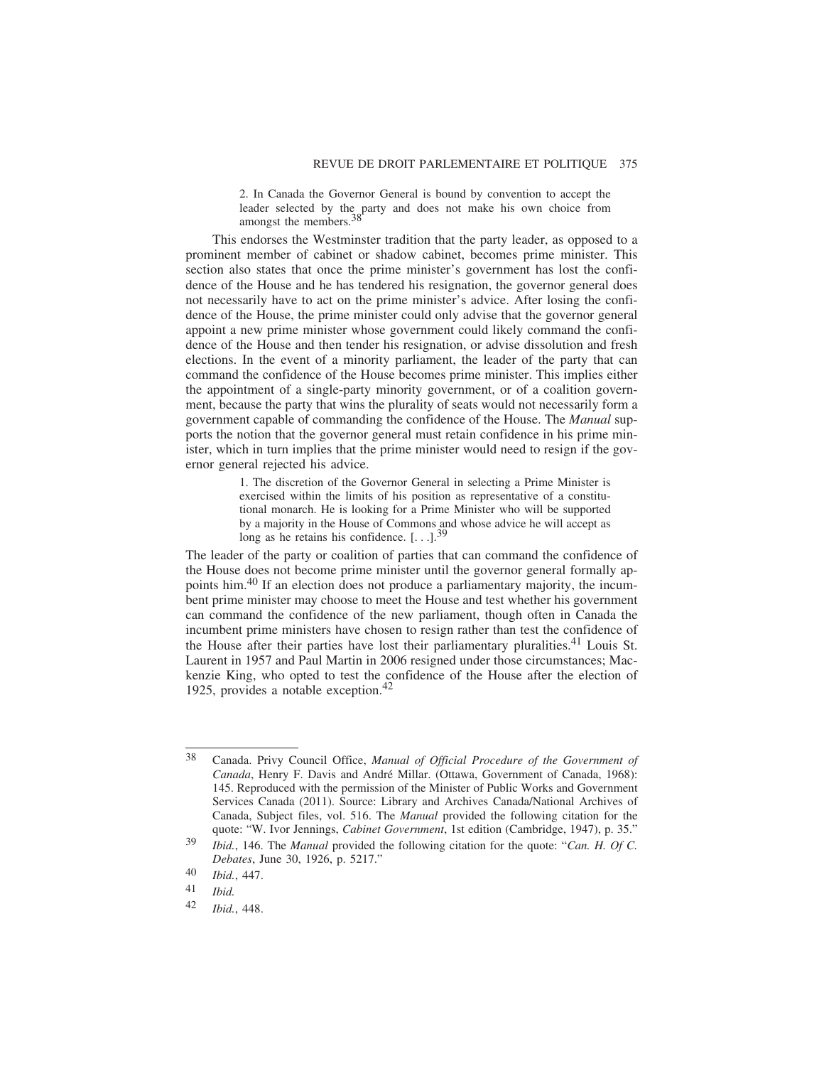> 2. In Canada the Governor General is bound by convention to accept the leader selected by the party and does not make his own choice from amongst the members.[38]

This endorses the Westminster tradition that the party leader, as opposed to a prominent member of cabinet or shadow cabinet, becomes prime minister. This section also states that once the prime minister's government has lost the confidence of the House and he has tendered his resignation, the governor general does not necessarily have to act on the prime minister's advice. After losing the confidence of the House, the prime minister could only advise that the governor general appoint a new prime minister whose government could likely command the confidence of the House and then tender his resignation, or advise dissolution and fresh elections. In the event of a minority parliament, the leader of the party that can command the confidence of the House becomes prime minister. This implies either the appointment of a single-party minority government, or of a coalition government, because the party that wins the plurality of seats would not necessarily form a government capable of commanding the confidence of the House. The *Manual* supports the notion that the governor general must retain confidence in his prime minister, which in turn implies that the prime minister would need to resign if the governor general rejected his advice.

> 1. The discretion of the Governor General in selecting a Prime Minister is exercised within the limits of his position as representative of a constitutional monarch. He is looking for a Prime Minister who will be supported by a majority in the House of Commons and whose advice he will accept as long as he retains his confidence. [. . .].[39]

The leader of the party or coalition of parties that can command the confidence of the House does not become prime minister until the governor general formally appoints him.[40] If an election does not produce a parliamentary majority, the incumbent prime minister may choose to meet the House and test whether his government can command the confidence of the new parliament, though often in Canada the incumbent prime ministers have chosen to resign rather than test the confidence of the House after their parties have lost their parliamentary pluralities.[41] Louis St. Laurent in 1957 and Paul Martin in 2006 resigned under those circumstances; Mackenzie King, who opted to test the confidence of the House after the election of 1925, provides a notable exception.[42]

---

38 Canada. Privy Council Office, *Manual of Official Procedure of the Government of Canada*, Henry F. Davis and André Millar. (Ottawa, Government of Canada, 1968): 145. Reproduced with the permission of the Minister of Public Works and Government Services Canada (2011). Source: Library and Archives Canada/National Archives of Canada, Subject files, vol. 516. The *Manual* provided the following citation for the quote: "W. Ivor Jennings, *Cabinet Government*, 1st edition (Cambridge, 1947), p. 35."

39 *Ibid.*, 146. The *Manual* provided the following citation for the quote: "*Can. H. Of C. Debates*, June 30, 1926, p. 5217."

40 *Ibid.*, 447.

41 *Ibid.*

42 *Ibid.*, 448.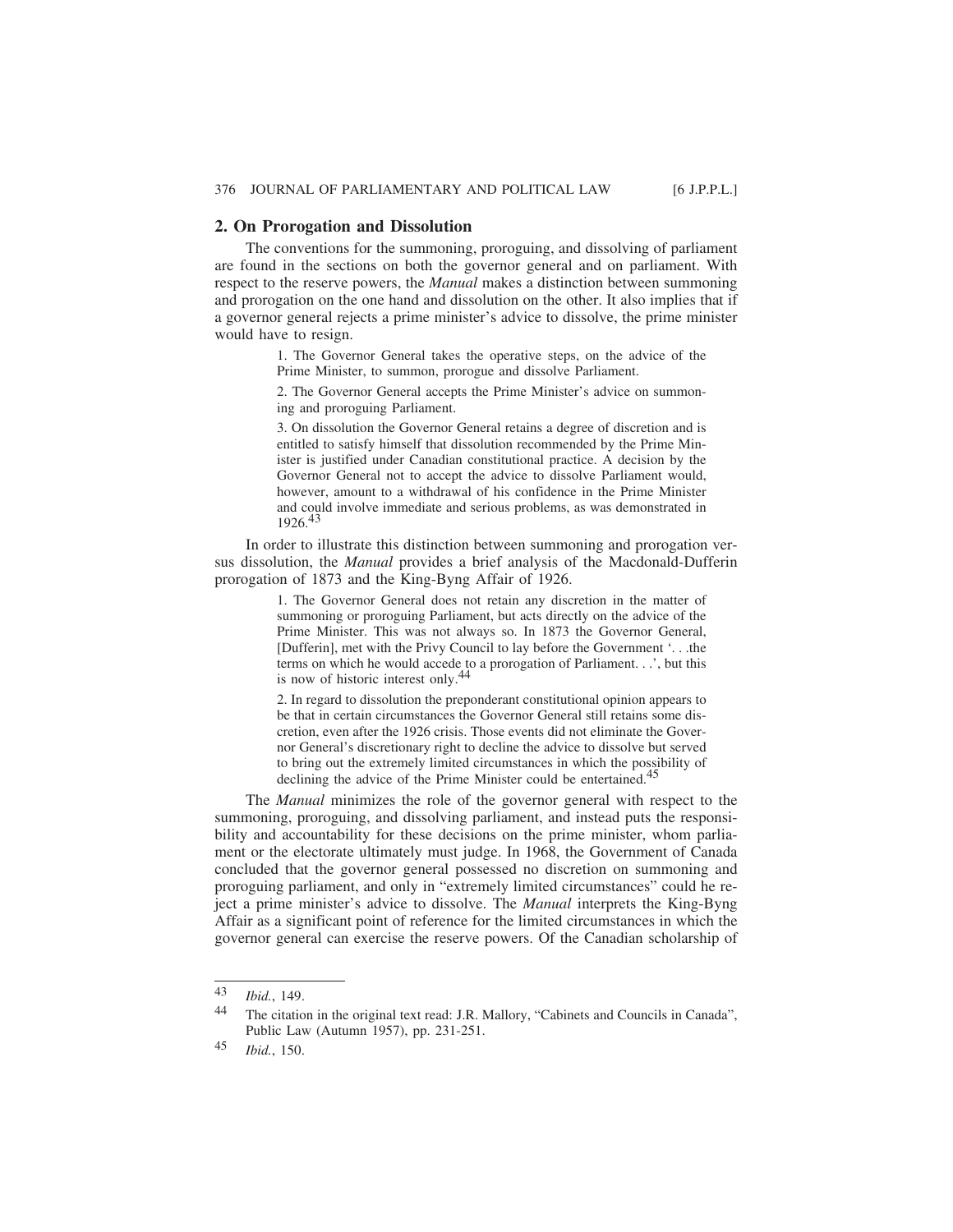## 2. On Prorogation and Dissolution

The conventions for the summoning, proroguing, and dissolving of parliament are found in the sections on both the governor general and on parliament. With respect to the reserve powers, the *Manual* makes a distinction between summoning and prorogation on the one hand and dissolution on the other. It also implies that if a governor general rejects a prime minister's advice to dissolve, the prime minister would have to resign.

> 1. The Governor General takes the operative steps, on the advice of the Prime Minister, to summon, prorogue and dissolve Parliament.
>
> 2. The Governor General accepts the Prime Minister's advice on summoning and proroguing Parliament.
>
> 3. On dissolution the Governor General retains a degree of discretion and is entitled to satisfy himself that dissolution recommended by the Prime Minister is justified under Canadian constitutional practice. A decision by the Governor General not to accept the advice to dissolve Parliament would, however, amount to a withdrawal of his confidence in the Prime Minister and could involve immediate and serious problems, as was demonstrated in 1926.[43]

In order to illustrate this distinction between summoning and prorogation versus dissolution, the *Manual* provides a brief analysis of the Macdonald-Dufferin prorogation of 1873 and the King-Byng Affair of 1926.

> 1. The Governor General does not retain any discretion in the matter of summoning or proroguing Parliament, but acts directly on the advice of the Prime Minister. This was not always so. In 1873 the Governor General, [Dufferin], met with the Privy Council to lay before the Government '. . .the terms on which he would accede to a prorogation of Parliament. . .', but this is now of historic interest only.[44]
>
> 2. In regard to dissolution the preponderant constitutional opinion appears to be that in certain circumstances the Governor General still retains some discretion, even after the 1926 crisis. Those events did not eliminate the Governor General's discretionary right to decline the advice to dissolve but served to bring out the extremely limited circumstances in which the possibility of declining the advice of the Prime Minister could be entertained.[45]

The *Manual* minimizes the role of the governor general with respect to the summoning, proroguing, and dissolving parliament, and instead puts the responsibility and accountability for these decisions on the prime minister, whom parliament or the electorate ultimately must judge. In 1968, the Government of Canada concluded that the governor general possessed no discretion on summoning and proroguing parliament, and only in "extremely limited circumstances" could he reject a prime minister's advice to dissolve. The *Manual* interprets the King-Byng Affair as a significant point of reference for the limited circumstances in which the governor general can exercise the reserve powers. Of the Canadian scholarship of

---

43 *Ibid.*, 149.

44 The citation in the original text read: J.R. Mallory, "Cabinets and Councils in Canada", Public Law (Autumn 1957), pp. 231-251.

45 *Ibid.*, 150.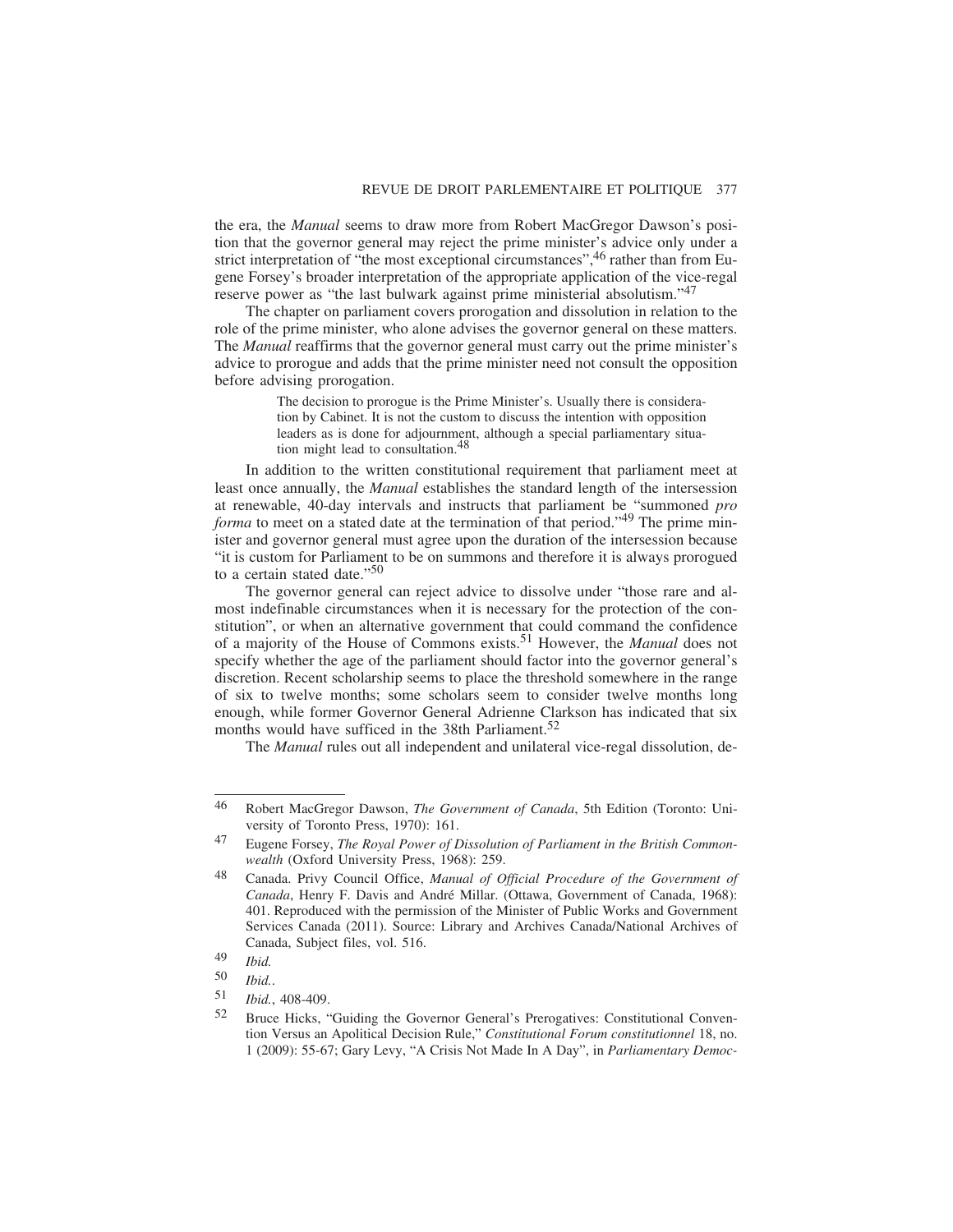the era, the *Manual* seems to draw more from Robert MacGregor Dawson's position that the governor general may reject the prime minister's advice only under a strict interpretation of "the most exceptional circumstances",[46] rather than from Eugene Forsey's broader interpretation of the appropriate application of the vice-regal reserve power as "the last bulwark against prime ministerial absolutism."[47]

The chapter on parliament covers prorogation and dissolution in relation to the role of the prime minister, who alone advises the governor general on these matters. The *Manual* reaffirms that the governor general must carry out the prime minister's advice to prorogue and adds that the prime minister need not consult the opposition before advising prorogation.

> The decision to prorogue is the Prime Minister's. Usually there is consideration by Cabinet. It is not the custom to discuss the intention with opposition leaders as is done for adjournment, although a special parliamentary situation might lead to consultation.[48]

In addition to the written constitutional requirement that parliament meet at least once annually, the *Manual* establishes the standard length of the intersession at renewable, 40-day intervals and instructs that parliament be "summoned *pro forma* to meet on a stated date at the termination of that period."[49] The prime minister and governor general must agree upon the duration of the intersession because "it is custom for Parliament to be on summons and therefore it is always prorogued to a certain stated date."[50]

The governor general can reject advice to dissolve under "those rare and almost indefinable circumstances when it is necessary for the protection of the constitution", or when an alternative government that could command the confidence of a majority of the House of Commons exists.[51] However, the *Manual* does not specify whether the age of the parliament should factor into the governor general's discretion. Recent scholarship seems to place the threshold somewhere in the range of six to twelve months; some scholars seem to consider twelve months long enough, while former Governor General Adrienne Clarkson has indicated that six months would have sufficed in the 38th Parliament.[52]

The *Manual* rules out all independent and unilateral vice-regal dissolution, de-

---

[46] Robert MacGregor Dawson, *The Government of Canada*, 5th Edition (Toronto: University of Toronto Press, 1970): 161.

[47] Eugene Forsey, *The Royal Power of Dissolution of Parliament in the British Commonwealth* (Oxford University Press, 1968): 259.

[48] Canada. Privy Council Office, *Manual of Official Procedure of the Government of Canada*, Henry F. Davis and André Millar. (Ottawa, Government of Canada, 1968): 401. Reproduced with the permission of the Minister of Public Works and Government Services Canada (2011). Source: Library and Archives Canada/National Archives of Canada, Subject files, vol. 516.

[49] *Ibid.*

[50] *Ibid.*.

[51] *Ibid.*, 408-409.

[52] Bruce Hicks, "Guiding the Governor General's Prerogatives: Constitutional Convention Versus an Apolitical Decision Rule," *Constitutional Forum constitutionnel* 18, no. 1 (2009): 55-67; Gary Levy, "A Crisis Not Made In A Day", in *Parliamentary Democ-*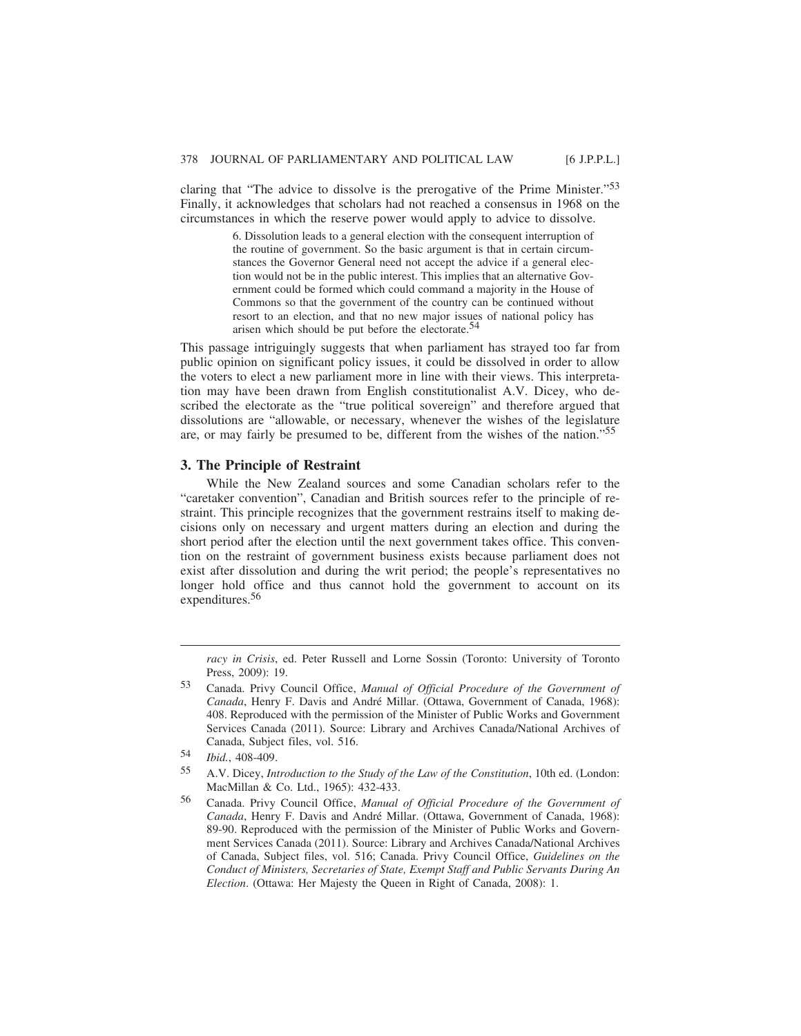claring that "The advice to dissolve is the prerogative of the Prime Minister."[53] Finally, it acknowledges that scholars had not reached a consensus in 1968 on the circumstances in which the reserve power would apply to advice to dissolve.

> 6. Dissolution leads to a general election with the consequent interruption of the routine of government. So the basic argument is that in certain circumstances the Governor General need not accept the advice if a general election would not be in the public interest. This implies that an alternative Government could be formed which could command a majority in the House of Commons so that the government of the country can be continued without resort to an election, and that no new major issues of national policy has arisen which should be put before the electorate.[54]

This passage intriguingly suggests that when parliament has strayed too far from public opinion on significant policy issues, it could be dissolved in order to allow the voters to elect a new parliament more in line with their views. This interpretation may have been drawn from English constitutionalist A.V. Dicey, who described the electorate as the "true political sovereign" and therefore argued that dissolutions are "allowable, or necessary, whenever the wishes of the legislature are, or may fairly be presumed to be, different from the wishes of the nation."[55]

### 3. The Principle of Restraint

While the New Zealand sources and some Canadian scholars refer to the "caretaker convention", Canadian and British sources refer to the principle of restraint. This principle recognizes that the government restrains itself to making decisions only on necessary and urgent matters during an election and during the short period after the election until the next government takes office. This convention on the restraint of government business exists because parliament does not exist after dissolution and during the writ period; the people's representatives no longer hold office and thus cannot hold the government to account on its expenditures.[56]

---

*racy in Crisis*, ed. Peter Russell and Lorne Sossin (Toronto: University of Toronto Press, 2009): 19.

53 Canada. Privy Council Office, *Manual of Official Procedure of the Government of Canada*, Henry F. Davis and André Millar. (Ottawa, Government of Canada, 1968): 408. Reproduced with the permission of the Minister of Public Works and Government Services Canada (2011). Source: Library and Archives Canada/National Archives of Canada, Subject files, vol. 516.

54 *Ibid.*, 408-409.

55 A.V. Dicey, *Introduction to the Study of the Law of the Constitution*, 10th ed. (London: MacMillan & Co. Ltd., 1965): 432-433.

56 Canada. Privy Council Office, *Manual of Official Procedure of the Government of Canada*, Henry F. Davis and André Millar. (Ottawa, Government of Canada, 1968): 89-90. Reproduced with the permission of the Minister of Public Works and Government Services Canada (2011). Source: Library and Archives Canada/National Archives of Canada, Subject files, vol. 516; Canada. Privy Council Office, *Guidelines on the Conduct of Ministers, Secretaries of State, Exempt Staff and Public Servants During An Election*. (Ottawa: Her Majesty the Queen in Right of Canada, 2008): 1.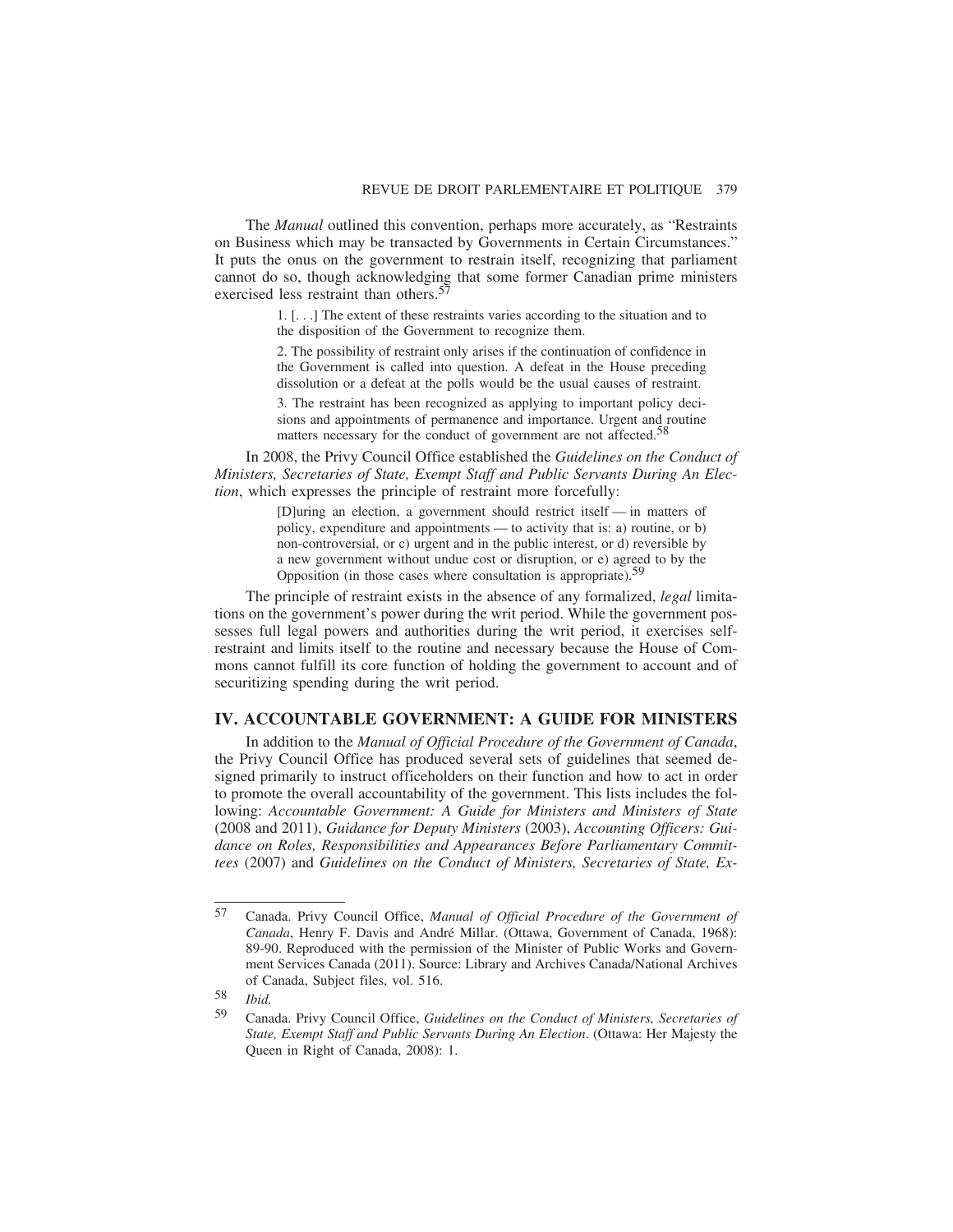The *Manual* outlined this convention, perhaps more accurately, as "Restraints on Business which may be transacted by Governments in Certain Circumstances." It puts the onus on the government to restrain itself, recognizing that parliament cannot do so, though acknowledging that some former Canadian prime ministers exercised less restraint than others.[57]

> 1. [. . .] The extent of these restraints varies according to the situation and to the disposition of the Government to recognize them.
>
> 2. The possibility of restraint only arises if the continuation of confidence in the Government is called into question. A defeat in the House preceding dissolution or a defeat at the polls would be the usual causes of restraint.
>
> 3. The restraint has been recognized as applying to important policy decisions and appointments of permanence and importance. Urgent and routine matters necessary for the conduct of government are not affected.[58]

In 2008, the Privy Council Office established the *Guidelines on the Conduct of Ministers, Secretaries of State, Exempt Staff and Public Servants During An Election*, which expresses the principle of restraint more forcefully:

> [D]uring an election, a government should restrict itself — in matters of policy, expenditure and appointments — to activity that is: a) routine, or b) non-controversial, or c) urgent and in the public interest, or d) reversible by a new government without undue cost or disruption, or e) agreed to by the Opposition (in those cases where consultation is appropriate).[59]

The principle of restraint exists in the absence of any formalized, *legal* limitations on the government's power during the writ period. While the government possesses full legal powers and authorities during the writ period, it exercises self-restraint and limits itself to the routine and necessary because the House of Commons cannot fulfill its core function of holding the government to account and of securitizing spending during the writ period.

## IV. ACCOUNTABLE GOVERNMENT: A GUIDE FOR MINISTERS

In addition to the *Manual of Official Procedure of the Government of Canada*, the Privy Council Office has produced several sets of guidelines that seemed designed primarily to instruct officeholders on their function and how to act in order to promote the overall accountability of the government. This lists includes the following: *Accountable Government: A Guide for Ministers and Ministers of State* (2008 and 2011), *Guidance for Deputy Ministers* (2003), *Accounting Officers: Guidance on Roles, Responsibilities and Appearances Before Parliamentary Committees* (2007) and *Guidelines on the Conduct of Ministers, Secretaries of State, Ex-*

---

57 Canada. Privy Council Office, *Manual of Official Procedure of the Government of Canada*, Henry F. Davis and André Millar. (Ottawa, Government of Canada, 1968): 89-90. Reproduced with the permission of the Minister of Public Works and Government Services Canada (2011). Source: Library and Archives Canada/National Archives of Canada, Subject files, vol. 516.

58 *Ibid.*

59 Canada. Privy Council Office, *Guidelines on the Conduct of Ministers, Secretaries of State, Exempt Staff and Public Servants During An Election*. (Ottawa: Her Majesty the Queen in Right of Canada, 2008): 1.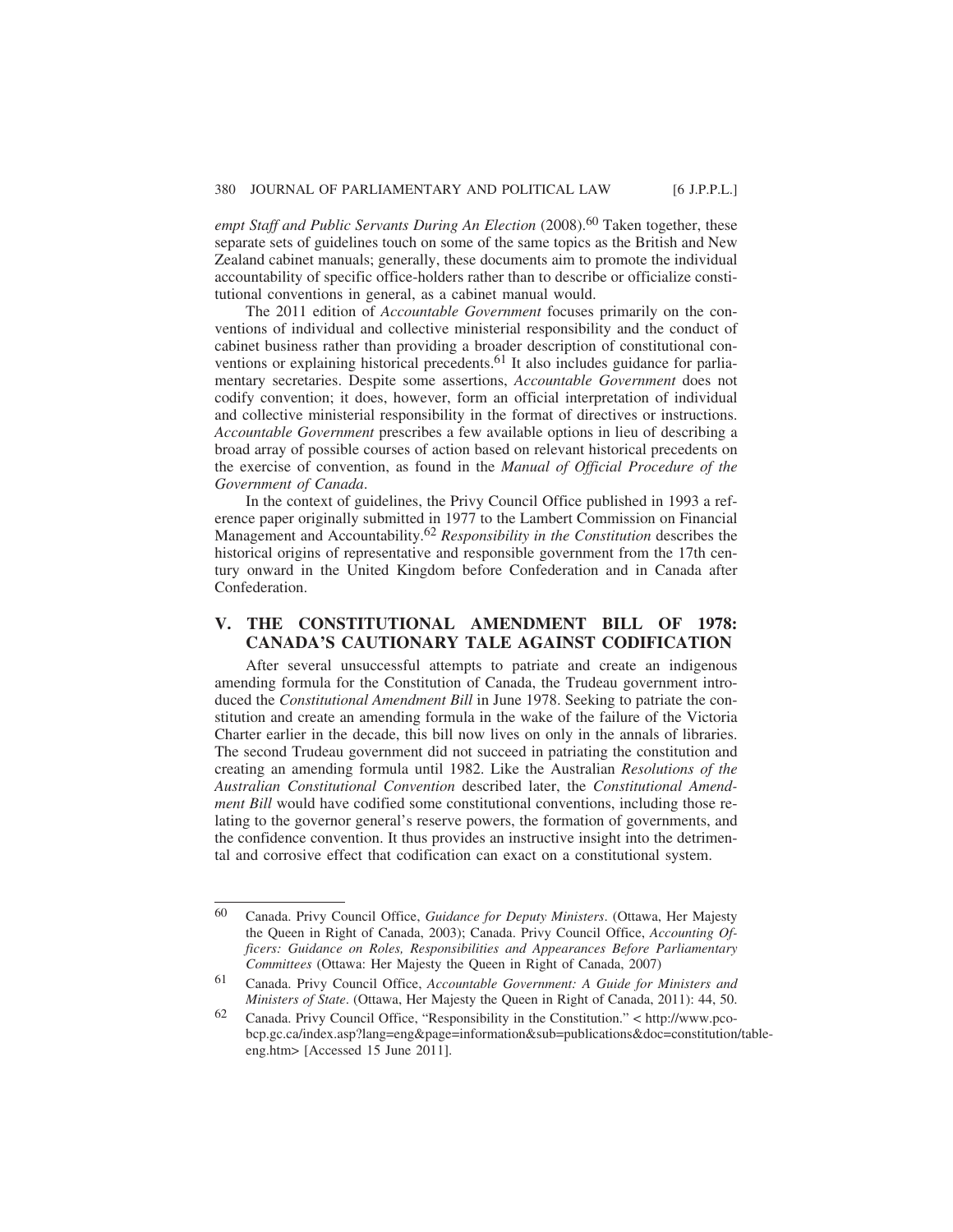*empt Staff and Public Servants During An Election* (2008).[60] Taken together, these separate sets of guidelines touch on some of the same topics as the British and New Zealand cabinet manuals; generally, these documents aim to promote the individual accountability of specific office-holders rather than to describe or officialize constitutional conventions in general, as a cabinet manual would.

The 2011 edition of *Accountable Government* focuses primarily on the conventions of individual and collective ministerial responsibility and the conduct of cabinet business rather than providing a broader description of constitutional conventions or explaining historical precedents.[61] It also includes guidance for parliamentary secretaries. Despite some assertions, *Accountable Government* does not codify convention; it does, however, form an official interpretation of individual and collective ministerial responsibility in the format of directives or instructions. *Accountable Government* prescribes a few available options in lieu of describing a broad array of possible courses of action based on relevant historical precedents on the exercise of convention, as found in the *Manual of Official Procedure of the Government of Canada*.

In the context of guidelines, the Privy Council Office published in 1993 a reference paper originally submitted in 1977 to the Lambert Commission on Financial Management and Accountability.[62] *Responsibility in the Constitution* describes the historical origins of representative and responsible government from the 17th century onward in the United Kingdom before Confederation and in Canada after Confederation.

## V. THE CONSTITUTIONAL AMENDMENT BILL OF 1978: CANADA'S CAUTIONARY TALE AGAINST CODIFICATION

After several unsuccessful attempts to patriate and create an indigenous amending formula for the Constitution of Canada, the Trudeau government introduced the *Constitutional Amendment Bill* in June 1978. Seeking to patriate the constitution and create an amending formula in the wake of the failure of the Victoria Charter earlier in the decade, this bill now lives on only in the annals of libraries. The second Trudeau government did not succeed in patriating the constitution and creating an amending formula until 1982. Like the Australian *Resolutions of the Australian Constitutional Convention* described later, the *Constitutional Amendment Bill* would have codified some constitutional conventions, including those relating to the governor general's reserve powers, the formation of governments, and the confidence convention. It thus provides an instructive insight into the detrimental and corrosive effect that codification can exact on a constitutional system.

---

60 Canada. Privy Council Office, *Guidance for Deputy Ministers*. (Ottawa, Her Majesty the Queen in Right of Canada, 2003); Canada. Privy Council Office, *Accounting Officers: Guidance on Roles, Responsibilities and Appearances Before Parliamentary Committees* (Ottawa: Her Majesty the Queen in Right of Canada, 2007)

61 Canada. Privy Council Office, *Accountable Government: A Guide for Ministers and Ministers of State*. (Ottawa, Her Majesty the Queen in Right of Canada, 2011): 44, 50.

62 Canada. Privy Council Office, "Responsibility in the Constitution." < http://www.pco-bcp.gc.ca/index.asp?lang=eng&page=information&sub=publications&doc=constitution/table-eng.htm> [Accessed 15 June 2011].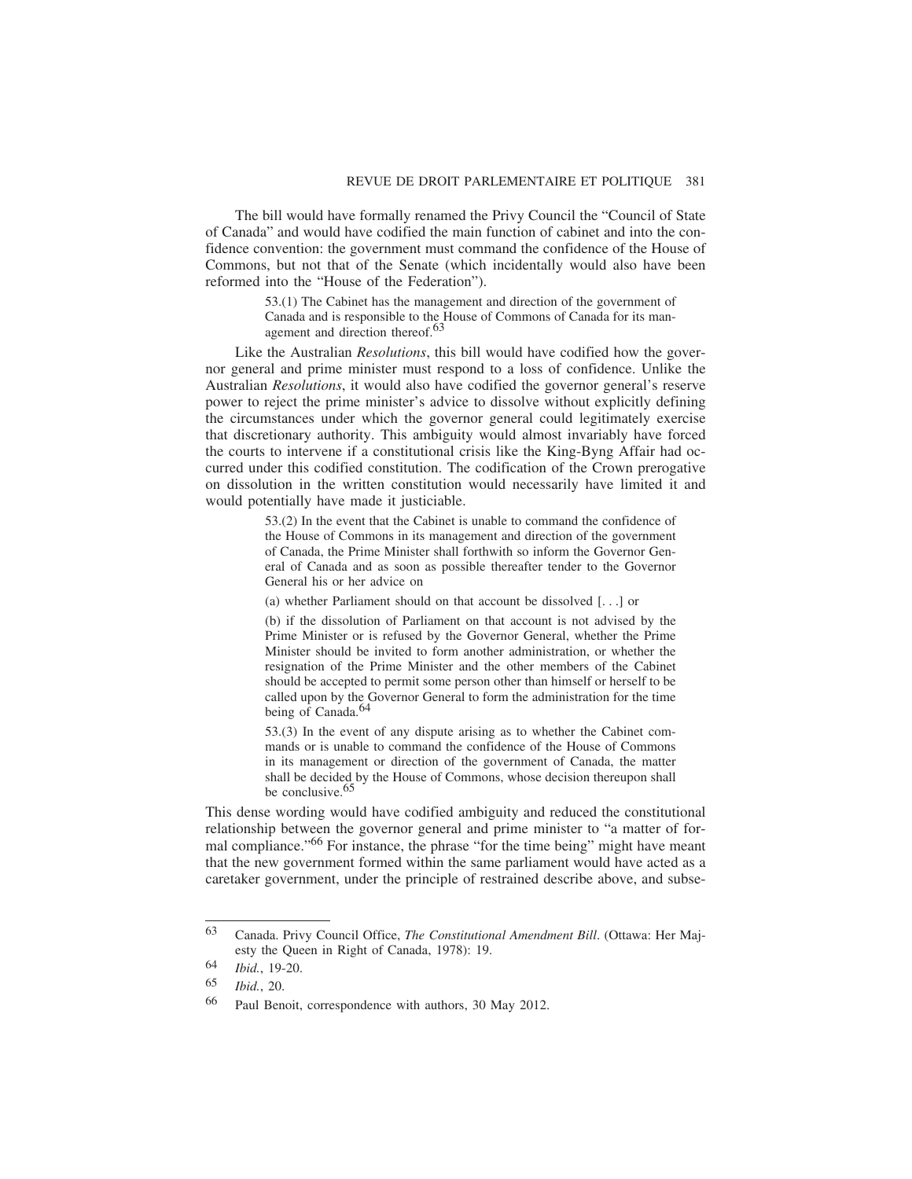The bill would have formally renamed the Privy Council the "Council of State of Canada" and would have codified the main function of cabinet and into the confidence convention: the government must command the confidence of the House of Commons, but not that of the Senate (which incidentally would also have been reformed into the "House of the Federation").

> 53.(1) The Cabinet has the management and direction of the government of Canada and is responsible to the House of Commons of Canada for its management and direction thereof.[63]

Like the Australian *Resolutions*, this bill would have codified how the governor general and prime minister must respond to a loss of confidence. Unlike the Australian *Resolutions*, it would also have codified the governor general's reserve power to reject the prime minister's advice to dissolve without explicitly defining the circumstances under which the governor general could legitimately exercise that discretionary authority. This ambiguity would almost invariably have forced the courts to intervene if a constitutional crisis like the King-Byng Affair had occurred under this codified constitution. The codification of the Crown prerogative on dissolution in the written constitution would necessarily have limited it and would potentially have made it justiciable.

> 53.(2) In the event that the Cabinet is unable to command the confidence of the House of Commons in its management and direction of the government of Canada, the Prime Minister shall forthwith so inform the Governor General of Canada and as soon as possible thereafter tender to the Governor General his or her advice on
>
> (a) whether Parliament should on that account be dissolved [. . .] or
>
> (b) if the dissolution of Parliament on that account is not advised by the Prime Minister or is refused by the Governor General, whether the Prime Minister should be invited to form another administration, or whether the resignation of the Prime Minister and the other members of the Cabinet should be accepted to permit some person other than himself or herself to be called upon by the Governor General to form the administration for the time being of Canada.[64]
>
> 53.(3) In the event of any dispute arising as to whether the Cabinet commands or is unable to command the confidence of the House of Commons in its management or direction of the government of Canada, the matter shall be decided by the House of Commons, whose decision thereupon shall be conclusive.[65]

This dense wording would have codified ambiguity and reduced the constitutional relationship between the governor general and prime minister to "a matter of formal compliance."[66] For instance, the phrase "for the time being" might have meant that the new government formed within the same parliament would have acted as a caretaker government, under the principle of restrained describe above, and subse-

---

[63] Canada. Privy Council Office, *The Constitutional Amendment Bill*. (Ottawa: Her Majesty the Queen in Right of Canada, 1978): 19.

[64] *Ibid.*, 19-20.

[65] *Ibid.*, 20.

[66] Paul Benoit, correspondence with authors, 30 May 2012.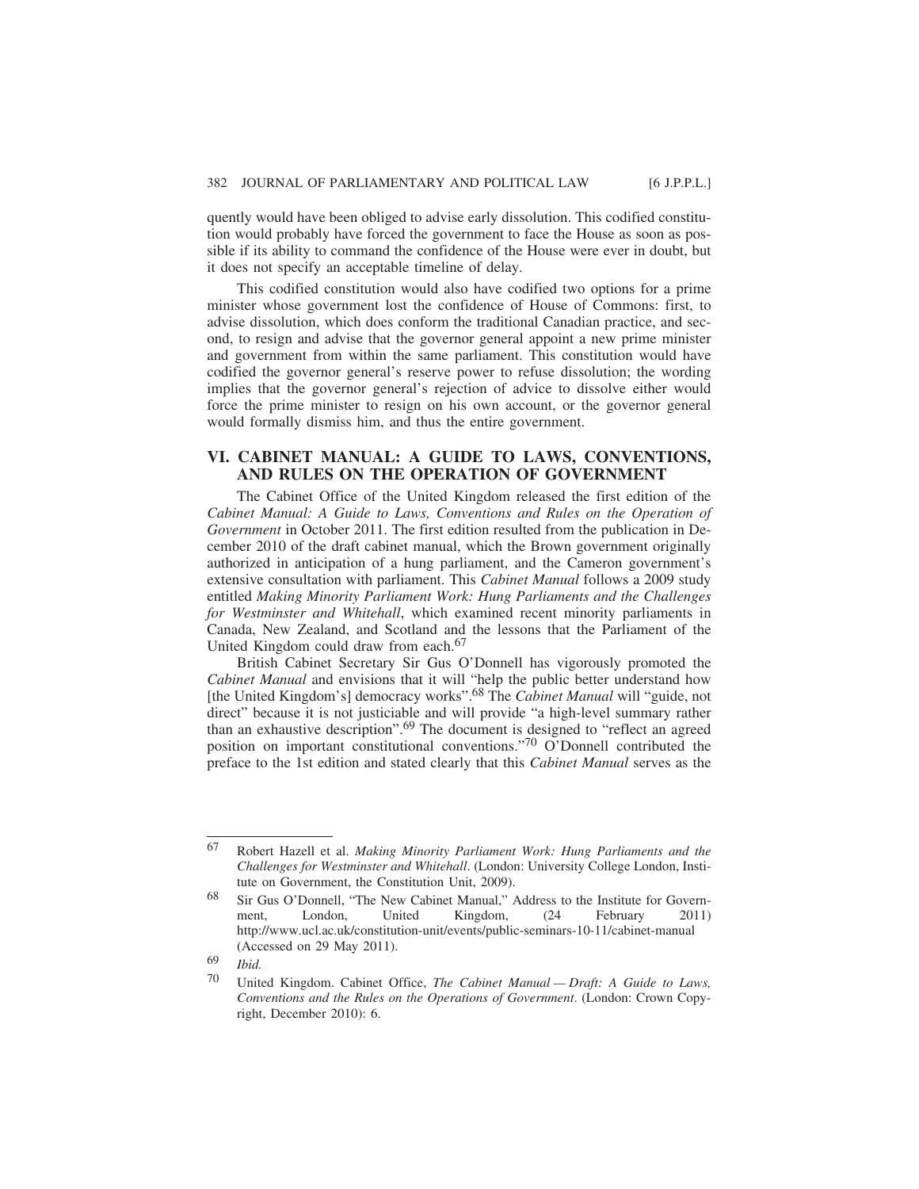quently would have been obliged to advise early dissolution. This codified constitution would probably have forced the government to face the House as soon as possible if its ability to command the confidence of the House were ever in doubt, but it does not specify an acceptable timeline of delay.

This codified constitution would also have codified two options for a prime minister whose government lost the confidence of House of Commons: first, to advise dissolution, which does conform the traditional Canadian practice, and second, to resign and advise that the governor general appoint a new prime minister and government from within the same parliament. This constitution would have codified the governor general's reserve power to refuse dissolution; the wording implies that the governor general's rejection of advice to dissolve either would force the prime minister to resign on his own account, or the governor general would formally dismiss him, and thus the entire government.

## VI. CABINET MANUAL: A GUIDE TO LAWS, CONVENTIONS, AND RULES ON THE OPERATION OF GOVERNMENT

The Cabinet Office of the United Kingdom released the first edition of the *Cabinet Manual: A Guide to Laws, Conventions and Rules on the Operation of Government* in October 2011. The first edition resulted from the publication in December 2010 of the draft cabinet manual, which the Brown government originally authorized in anticipation of a hung parliament, and the Cameron government's extensive consultation with parliament. This *Cabinet Manual* follows a 2009 study entitled *Making Minority Parliament Work: Hung Parliaments and the Challenges for Westminster and Whitehall*, which examined recent minority parliaments in Canada, New Zealand, and Scotland and the lessons that the Parliament of the United Kingdom could draw from each.[67]

British Cabinet Secretary Sir Gus O'Donnell has vigorously promoted the *Cabinet Manual* and envisions that it will "help the public better understand how [the United Kingdom's] democracy works".[68] The *Cabinet Manual* will "guide, not direct" because it is not justiciable and will provide "a high-level summary rather than an exhaustive description".[69] The document is designed to "reflect an agreed position on important constitutional conventions."[70] O'Donnell contributed the preface to the 1st edition and stated clearly that this *Cabinet Manual* serves as the

---

67 Robert Hazell et al. *Making Minority Parliament Work: Hung Parliaments and the Challenges for Westminster and Whitehall*. (London: University College London, Institute on Government, the Constitution Unit, 2009).

68 Sir Gus O'Donnell, "The New Cabinet Manual," Address to the Institute for Government, London, United Kingdom, (24 February 2011) http://www.ucl.ac.uk/constitution-unit/events/public-seminars-10-11/cabinet-manual (Accessed on 29 May 2011).

69 *Ibid.*

70 United Kingdom. Cabinet Office, *The Cabinet Manual — Draft: A Guide to Laws, Conventions and the Rules on the Operations of Government*. (London: Crown Copyright, December 2010): 6.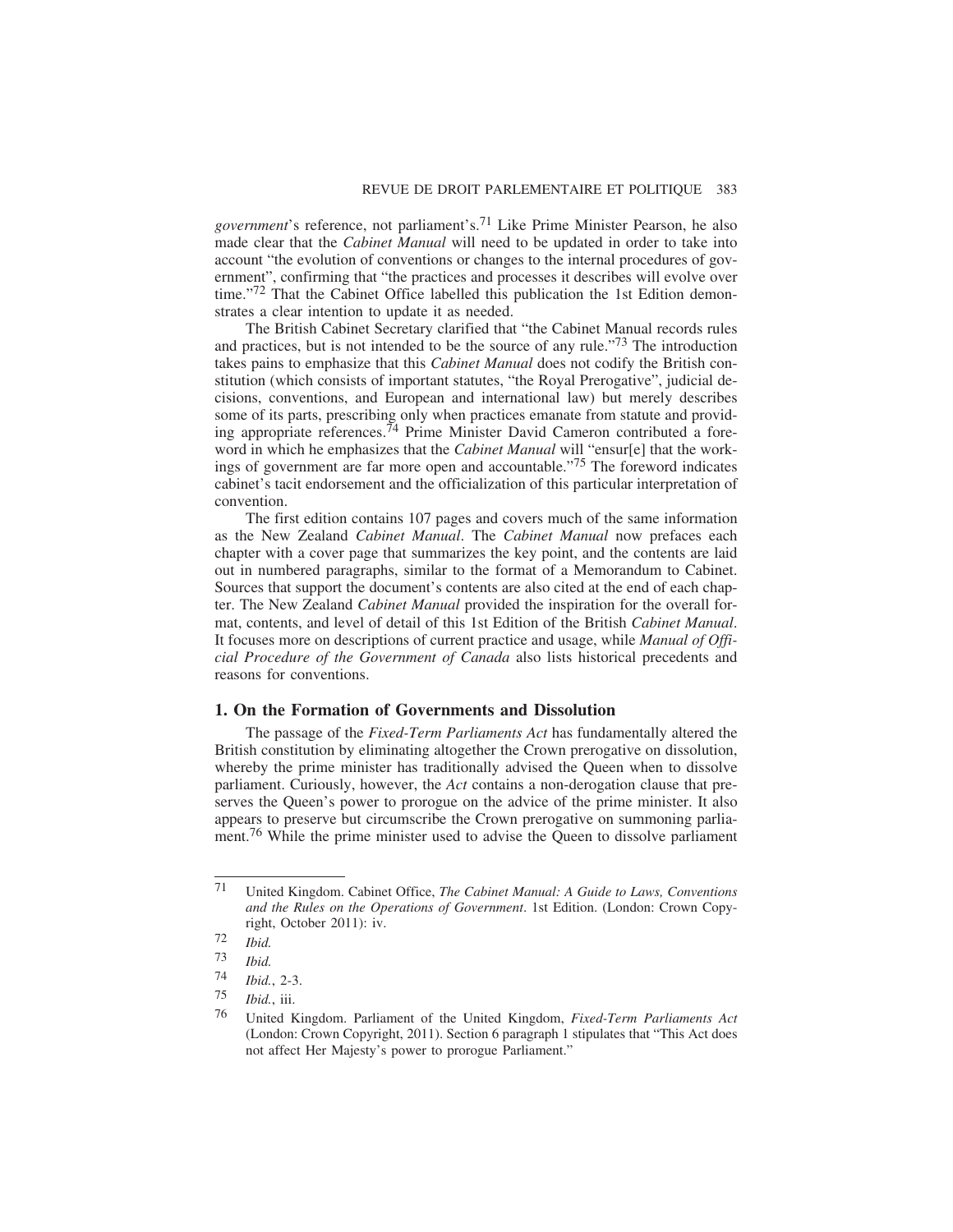*government*'s reference, not parliament's.[71] Like Prime Minister Pearson, he also made clear that the *Cabinet Manual* will need to be updated in order to take into account "the evolution of conventions or changes to the internal procedures of government", confirming that "the practices and processes it describes will evolve over time."[72] That the Cabinet Office labelled this publication the 1st Edition demonstrates a clear intention to update it as needed.

The British Cabinet Secretary clarified that "the Cabinet Manual records rules and practices, but is not intended to be the source of any rule."[73] The introduction takes pains to emphasize that this *Cabinet Manual* does not codify the British constitution (which consists of important statutes, "the Royal Prerogative", judicial decisions, conventions, and European and international law) but merely describes some of its parts, prescribing only when practices emanate from statute and providing appropriate references.[74] Prime Minister David Cameron contributed a foreword in which he emphasizes that the *Cabinet Manual* will "ensur[e] that the workings of government are far more open and accountable."[75] The foreword indicates cabinet's tacit endorsement and the officialization of this particular interpretation of convention.

The first edition contains 107 pages and covers much of the same information as the New Zealand *Cabinet Manual*. The *Cabinet Manual* now prefaces each chapter with a cover page that summarizes the key point, and the contents are laid out in numbered paragraphs, similar to the format of a Memorandum to Cabinet. Sources that support the document's contents are also cited at the end of each chapter. The New Zealand *Cabinet Manual* provided the inspiration for the overall format, contents, and level of detail of this 1st Edition of the British *Cabinet Manual*. It focuses more on descriptions of current practice and usage, while *Manual of Official Procedure of the Government of Canada* also lists historical precedents and reasons for conventions.

### 1. On the Formation of Governments and Dissolution

The passage of the *Fixed-Term Parliaments Act* has fundamentally altered the British constitution by eliminating altogether the Crown prerogative on dissolution, whereby the prime minister has traditionally advised the Queen when to dissolve parliament. Curiously, however, the *Act* contains a non-derogation clause that preserves the Queen's power to prorogue on the advice of the prime minister. It also appears to preserve but circumscribe the Crown prerogative on summoning parliament.[76] While the prime minister used to advise the Queen to dissolve parliament

---

[71] United Kingdom. Cabinet Office, *The Cabinet Manual: A Guide to Laws, Conventions and the Rules on the Operations of Government*. 1st Edition. (London: Crown Copyright, October 2011): iv.

[72] *Ibid.*

[73] *Ibid.*

[74] *Ibid.*, 2-3.

[75] *Ibid.*, iii.

[76] United Kingdom. Parliament of the United Kingdom, *Fixed-Term Parliaments Act* (London: Crown Copyright, 2011). Section 6 paragraph 1 stipulates that "This Act does not affect Her Majesty's power to prorogue Parliament."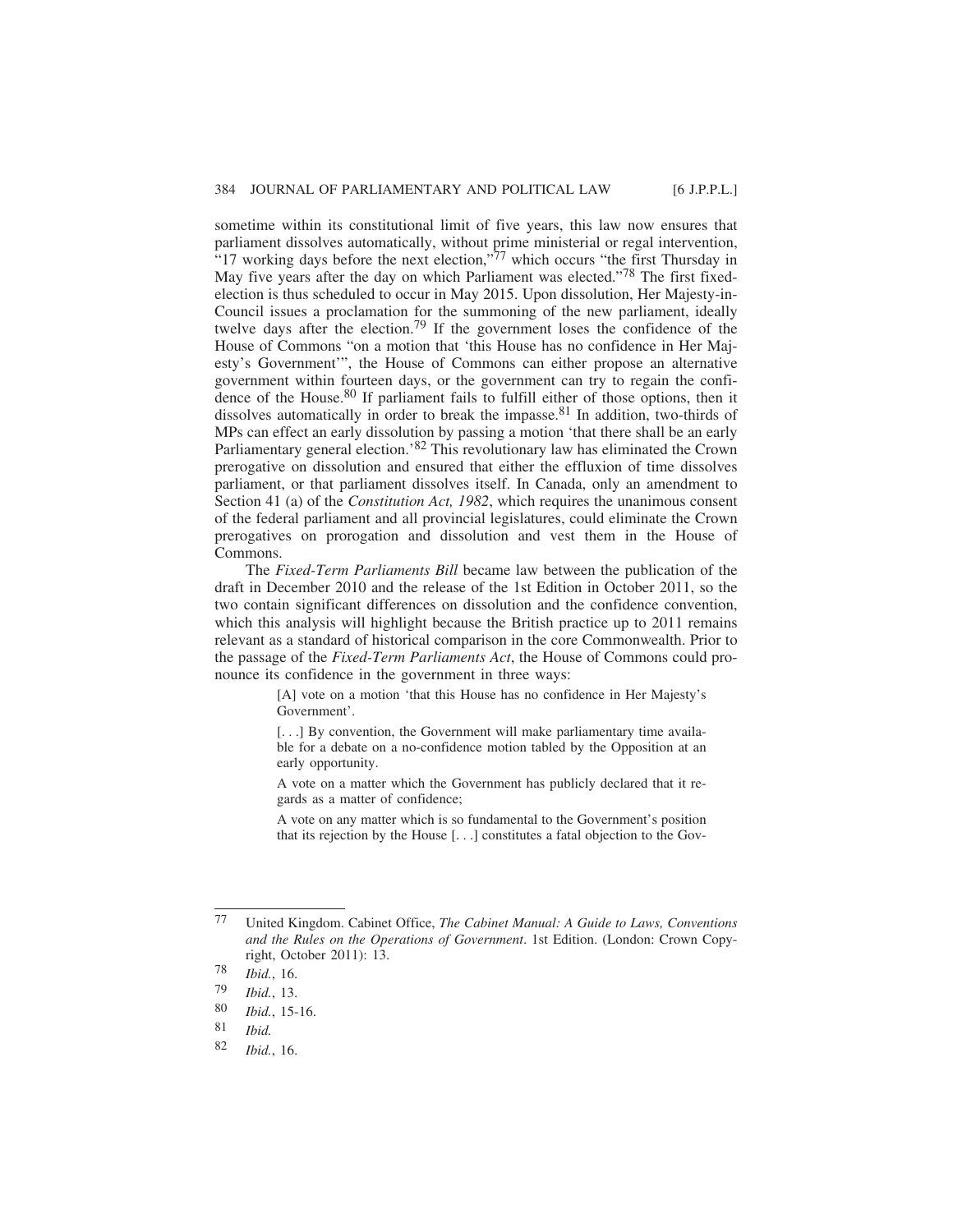sometime within its constitutional limit of five years, this law now ensures that parliament dissolves automatically, without prime ministerial or regal intervention, "17 working days before the next election,"[77] which occurs "the first Thursday in May five years after the day on which Parliament was elected."[78] The first fixed-election is thus scheduled to occur in May 2015. Upon dissolution, Her Majesty-in-Council issues a proclamation for the summoning of the new parliament, ideally twelve days after the election.[79] If the government loses the confidence of the House of Commons "on a motion that 'this House has no confidence in Her Majesty's Government'", the House of Commons can either propose an alternative government within fourteen days, or the government can try to regain the confidence of the House.[80] If parliament fails to fulfill either of those options, then it dissolves automatically in order to break the impasse.[81] In addition, two-thirds of MPs can effect an early dissolution by passing a motion 'that there shall be an early Parliamentary general election.'[82] This revolutionary law has eliminated the Crown prerogative on dissolution and ensured that either the effluxion of time dissolves parliament, or that parliament dissolves itself. In Canada, only an amendment to Section 41 (a) of the *Constitution Act, 1982*, which requires the unanimous consent of the federal parliament and all provincial legislatures, could eliminate the Crown prerogatives on prorogation and dissolution and vest them in the House of Commons.

The *Fixed-Term Parliaments Bill* became law between the publication of the draft in December 2010 and the release of the 1st Edition in October 2011, so the two contain significant differences on dissolution and the confidence convention, which this analysis will highlight because the British practice up to 2011 remains relevant as a standard of historical comparison in the core Commonwealth. Prior to the passage of the *Fixed-Term Parliaments Act*, the House of Commons could pronounce its confidence in the government in three ways:

> [A] vote on a motion 'that this House has no confidence in Her Majesty's Government'.
>
> [. . .] By convention, the Government will make parliamentary time available for a debate on a no-confidence motion tabled by the Opposition at an early opportunity.
>
> A vote on a matter which the Government has publicly declared that it regards as a matter of confidence;
>
> A vote on any matter which is so fundamental to the Government's position that its rejection by the House [. . .] constitutes a fatal objection to the Gov-

---

77 United Kingdom. Cabinet Office, *The Cabinet Manual: A Guide to Laws, Conventions and the Rules on the Operations of Government*. 1st Edition. (London: Crown Copyright, October 2011): 13.

78 *Ibid.*, 16.

79 *Ibid.*, 13.

80 *Ibid.*, 15-16.

81 *Ibid.*

82 *Ibid.*, 16.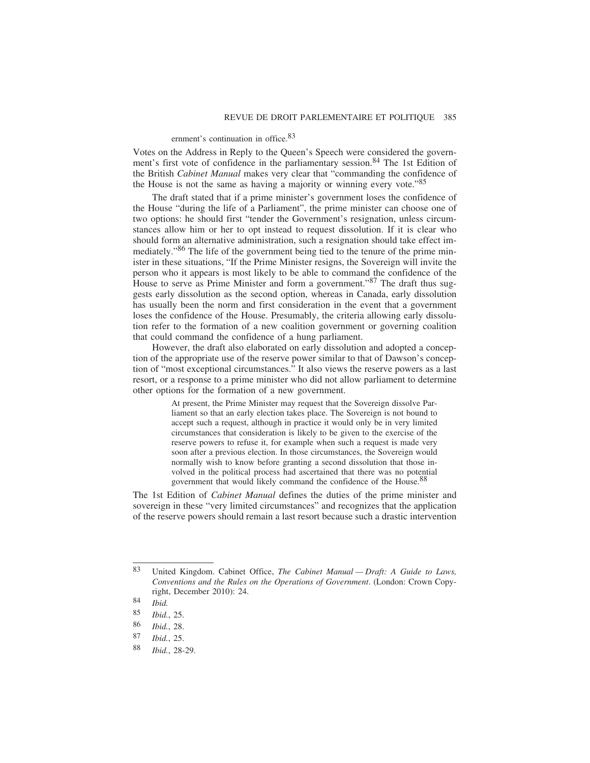ernment's continuation in office.[83]

Votes on the Address in Reply to the Queen's Speech were considered the government's first vote of confidence in the parliamentary session.[84] The 1st Edition of the British *Cabinet Manual* makes very clear that "commanding the confidence of the House is not the same as having a majority or winning every vote."[85]

The draft stated that if a prime minister's government loses the confidence of the House "during the life of a Parliament", the prime minister can choose one of two options: he should first "tender the Government's resignation, unless circumstances allow him or her to opt instead to request dissolution. If it is clear who should form an alternative administration, such a resignation should take effect immediately."[86] The life of the government being tied to the tenure of the prime minister in these situations, "If the Prime Minister resigns, the Sovereign will invite the person who it appears is most likely to be able to command the confidence of the House to serve as Prime Minister and form a government."[87] The draft thus suggests early dissolution as the second option, whereas in Canada, early dissolution has usually been the norm and first consideration in the event that a government loses the confidence of the House. Presumably, the criteria allowing early dissolution refer to the formation of a new coalition government or governing coalition that could command the confidence of a hung parliament.

However, the draft also elaborated on early dissolution and adopted a conception of the appropriate use of the reserve power similar to that of Dawson's conception of "most exceptional circumstances." It also views the reserve powers as a last resort, or a response to a prime minister who did not allow parliament to determine other options for the formation of a new government.

> At present, the Prime Minister may request that the Sovereign dissolve Parliament so that an early election takes place. The Sovereign is not bound to accept such a request, although in practice it would only be in very limited circumstances that consideration is likely to be given to the exercise of the reserve powers to refuse it, for example when such a request is made very soon after a previous election. In those circumstances, the Sovereign would normally wish to know before granting a second dissolution that those involved in the political process had ascertained that there was no potential government that would likely command the confidence of the House.[88]

The 1st Edition of *Cabinet Manual* defines the duties of the prime minister and sovereign in these "very limited circumstances" and recognizes that the application of the reserve powers should remain a last resort because such a drastic intervention

---

83 United Kingdom. Cabinet Office, *The Cabinet Manual — Draft: A Guide to Laws, Conventions and the Rules on the Operations of Government*. (London: Crown Copyright, December 2010): 24.

84 *Ibid.*

85 *Ibid.*, 25.

86 *Ibid.*, 28.

87 *Ibid.*, 25.

88 *Ibid.*, 28-29.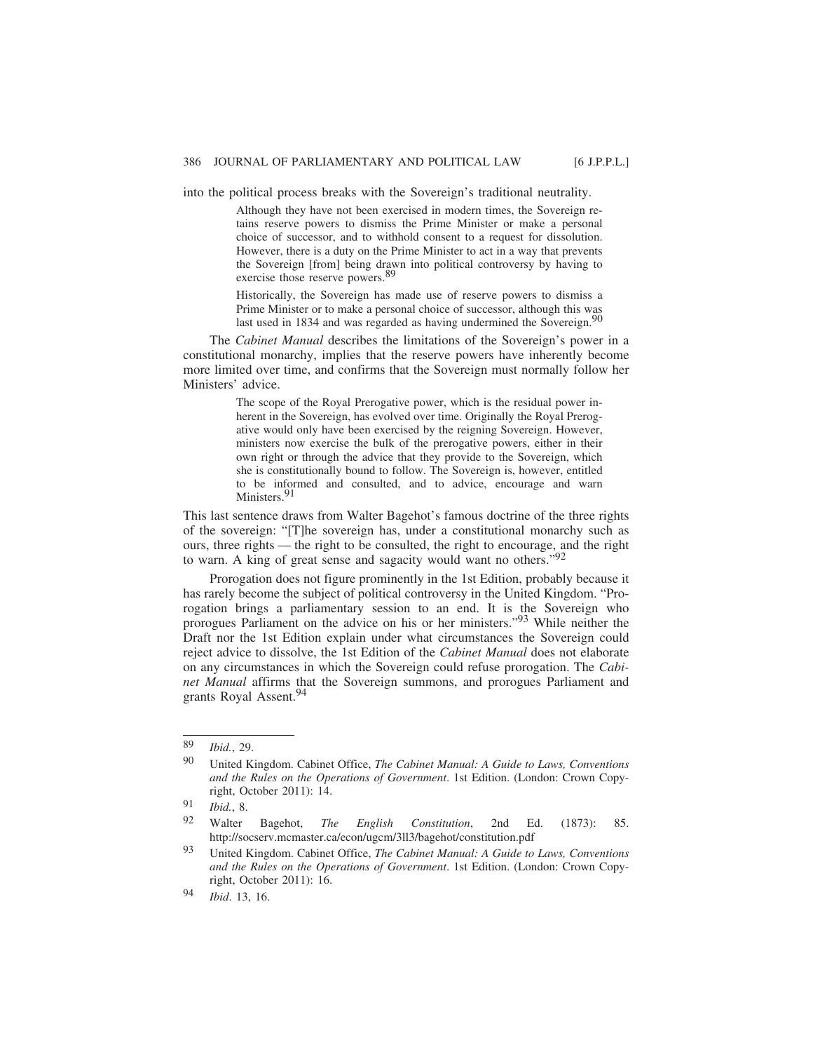into the political process breaks with the Sovereign's traditional neutrality.

> Although they have not been exercised in modern times, the Sovereign retains reserve powers to dismiss the Prime Minister or make a personal choice of successor, and to withhold consent to a request for dissolution. However, there is a duty on the Prime Minister to act in a way that prevents the Sovereign [from] being drawn into political controversy by having to exercise those reserve powers.[89]

> Historically, the Sovereign has made use of reserve powers to dismiss a Prime Minister or to make a personal choice of successor, although this was last used in 1834 and was regarded as having undermined the Sovereign.[90]

The *Cabinet Manual* describes the limitations of the Sovereign's power in a constitutional monarchy, implies that the reserve powers have inherently become more limited over time, and confirms that the Sovereign must normally follow her Ministers' advice.

> The scope of the Royal Prerogative power, which is the residual power inherent in the Sovereign, has evolved over time. Originally the Royal Prerogative would only have been exercised by the reigning Sovereign. However, ministers now exercise the bulk of the prerogative powers, either in their own right or through the advice that they provide to the Sovereign, which she is constitutionally bound to follow. The Sovereign is, however, entitled to be informed and consulted, and to advice, encourage and warn Ministers.[91]

This last sentence draws from Walter Bagehot's famous doctrine of the three rights of the sovereign: "[T]he sovereign has, under a constitutional monarchy such as ours, three rights — the right to be consulted, the right to encourage, and the right to warn. A king of great sense and sagacity would want no others."[92]

Prorogation does not figure prominently in the 1st Edition, probably because it has rarely become the subject of political controversy in the United Kingdom. "Prorogation brings a parliamentary session to an end. It is the Sovereign who prorogues Parliament on the advice on his or her ministers."[93] While neither the Draft nor the 1st Edition explain under what circumstances the Sovereign could reject advice to dissolve, the 1st Edition of the *Cabinet Manual* does not elaborate on any circumstances in which the Sovereign could refuse prorogation. The *Cabinet Manual* affirms that the Sovereign summons, and prorogues Parliament and grants Royal Assent.[94]

---

[89] *Ibid.*, 29.

[90] United Kingdom. Cabinet Office, *The Cabinet Manual: A Guide to Laws, Conventions and the Rules on the Operations of Government*. 1st Edition. (London: Crown Copyright, October 2011): 14.

[91] *Ibid.*, 8.

[92] Walter Bagehot, *The English Constitution*, 2nd Ed. (1873): 85. http://socserv.mcmaster.ca/econ/ugcm/3ll3/bagehot/constitution.pdf

[93] United Kingdom. Cabinet Office, *The Cabinet Manual: A Guide to Laws, Conventions and the Rules on the Operations of Government*. 1st Edition. (London: Crown Copyright, October 2011): 16.

[94] *Ibid*. 13, 16.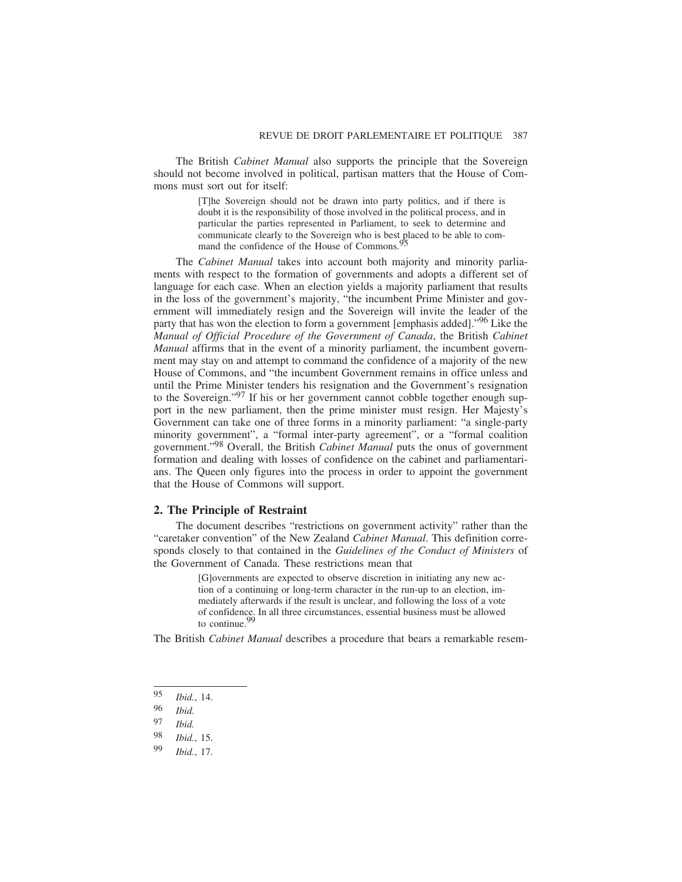The British *Cabinet Manual* also supports the principle that the Sovereign should not become involved in political, partisan matters that the House of Commons must sort out for itself:

> [T]he Sovereign should not be drawn into party politics, and if there is doubt it is the responsibility of those involved in the political process, and in particular the parties represented in Parliament, to seek to determine and communicate clearly to the Sovereign who is best placed to be able to command the confidence of the House of Commons.[95]

The *Cabinet Manual* takes into account both majority and minority parliaments with respect to the formation of governments and adopts a different set of language for each case. When an election yields a majority parliament that results in the loss of the government's majority, "the incumbent Prime Minister and government will immediately resign and the Sovereign will invite the leader of the party that has won the election to form a government [emphasis added]."[96] Like the *Manual of Official Procedure of the Government of Canada*, the British *Cabinet Manual* affirms that in the event of a minority parliament, the incumbent government may stay on and attempt to command the confidence of a majority of the new House of Commons, and "the incumbent Government remains in office unless and until the Prime Minister tenders his resignation and the Government's resignation to the Sovereign."[97] If his or her government cannot cobble together enough support in the new parliament, then the prime minister must resign. Her Majesty's Government can take one of three forms in a minority parliament: "a single-party minority government", a "formal inter-party agreement", or a "formal coalition government."[98] Overall, the British *Cabinet Manual* puts the onus of government formation and dealing with losses of confidence on the cabinet and parliamentarians. The Queen only figures into the process in order to appoint the government that the House of Commons will support.

## 2. The Principle of Restraint

The document describes "restrictions on government activity" rather than the "caretaker convention" of the New Zealand *Cabinet Manual*. This definition corresponds closely to that contained in the *Guidelines of the Conduct of Ministers* of the Government of Canada. These restrictions mean that

> [G]overnments are expected to observe discretion in initiating any new action of a continuing or long-term character in the run-up to an election, immediately afterwards if the result is unclear, and following the loss of a vote of confidence. In all three circumstances, essential business must be allowed to continue.[99]

The British *Cabinet Manual* describes a procedure that bears a remarkable resem-

---

95 *Ibid.*, 14.

96 *Ibid.*

97 *Ibid.*

98 *Ibid.*, 15.

99 *Ibid.*, 17.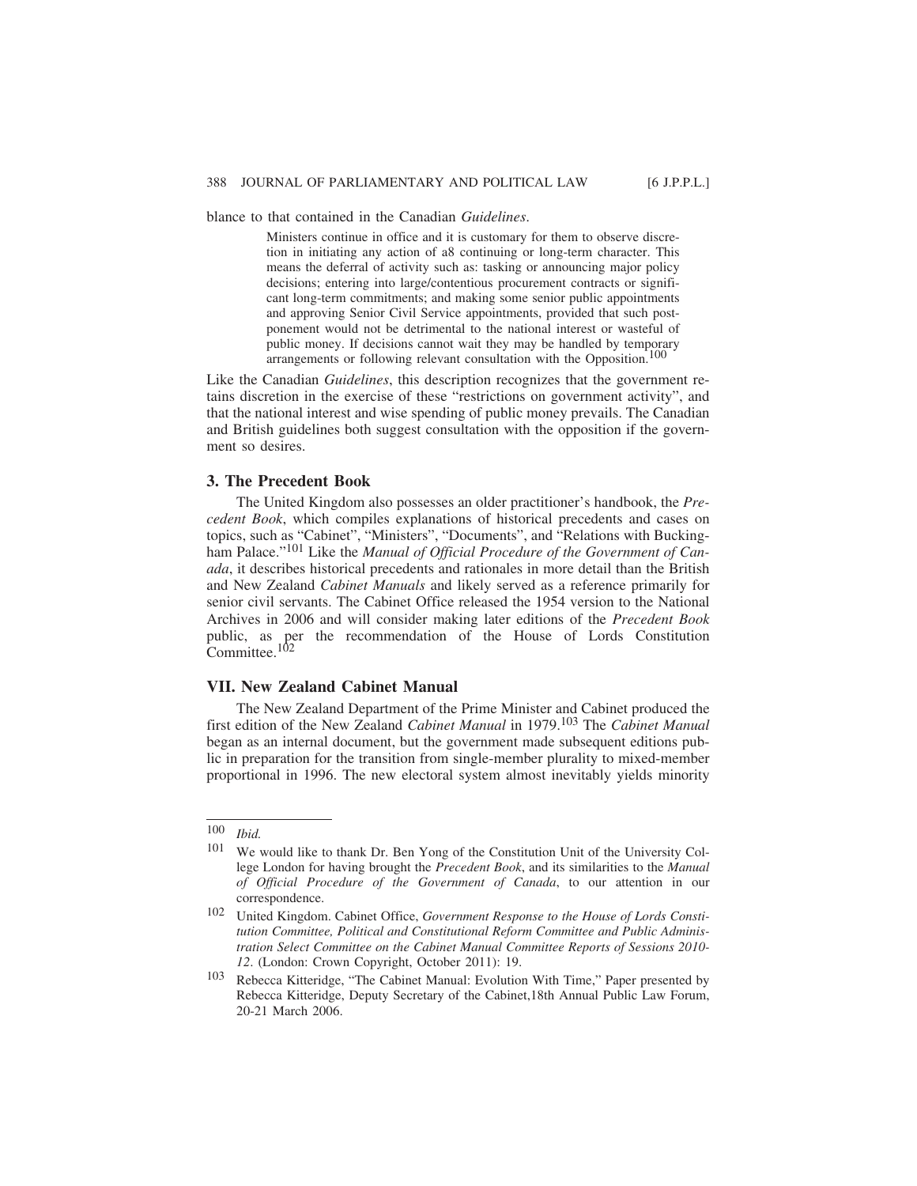blance to that contained in the Canadian *Guidelines*.

> Ministers continue in office and it is customary for them to observe discretion in initiating any action of a8 continuing or long-term character. This means the deferral of activity such as: tasking or announcing major policy decisions; entering into large/contentious procurement contracts or significant long-term commitments; and making some senior public appointments and approving Senior Civil Service appointments, provided that such postponement would not be detrimental to the national interest or wasteful of public money. If decisions cannot wait they may be handled by temporary arrangements or following relevant consultation with the Opposition.[100]

Like the Canadian *Guidelines*, this description recognizes that the government retains discretion in the exercise of these "restrictions on government activity", and that the national interest and wise spending of public money prevails. The Canadian and British guidelines both suggest consultation with the opposition if the government so desires.

### 3. The Precedent Book

The United Kingdom also possesses an older practitioner's handbook, the *Precedent Book*, which compiles explanations of historical precedents and cases on topics, such as "Cabinet", "Ministers", "Documents", and "Relations with Buckingham Palace."[101] Like the *Manual of Official Procedure of the Government of Canada*, it describes historical precedents and rationales in more detail than the British and New Zealand *Cabinet Manuals* and likely served as a reference primarily for senior civil servants. The Cabinet Office released the 1954 version to the National Archives in 2006 and will consider making later editions of the *Precedent Book* public, as per the recommendation of the House of Lords Constitution Committee.[102]

## VII. New Zealand Cabinet Manual

The New Zealand Department of the Prime Minister and Cabinet produced the first edition of the New Zealand *Cabinet Manual* in 1979.[103] The *Cabinet Manual* began as an internal document, but the government made subsequent editions public in preparation for the transition from single-member plurality to mixed-member proportional in 1996. The new electoral system almost inevitably yields minority

---

[100] *Ibid.*

[101] We would like to thank Dr. Ben Yong of the Constitution Unit of the University College London for having brought the *Precedent Book*, and its similarities to the *Manual of Official Procedure of the Government of Canada*, to our attention in our correspondence.

[102] United Kingdom. Cabinet Office, *Government Response to the House of Lords Constitution Committee, Political and Constitutional Reform Committee and Public Administration Select Committee on the Cabinet Manual Committee Reports of Sessions 2010-12*. (London: Crown Copyright, October 2011): 19.

[103] Rebecca Kitteridge, "The Cabinet Manual: Evolution With Time," Paper presented by Rebecca Kitteridge, Deputy Secretary of the Cabinet,18th Annual Public Law Forum, 20-21 March 2006.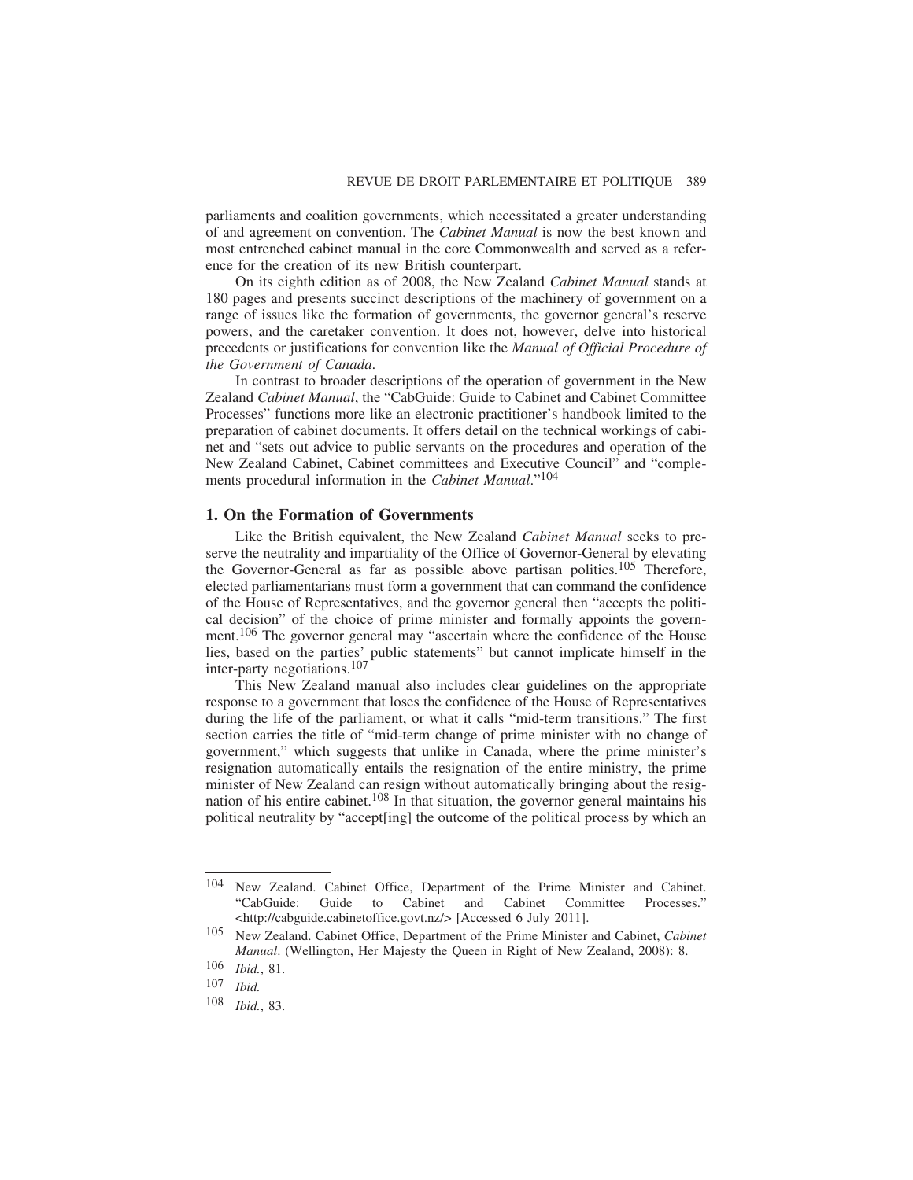parliaments and coalition governments, which necessitated a greater understanding of and agreement on convention. The *Cabinet Manual* is now the best known and most entrenched cabinet manual in the core Commonwealth and served as a reference for the creation of its new British counterpart.

On its eighth edition as of 2008, the New Zealand *Cabinet Manual* stands at 180 pages and presents succinct descriptions of the machinery of government on a range of issues like the formation of governments, the governor general's reserve powers, and the caretaker convention. It does not, however, delve into historical precedents or justifications for convention like the *Manual of Official Procedure of the Government of Canada*.

In contrast to broader descriptions of the operation of government in the New Zealand *Cabinet Manual*, the "CabGuide: Guide to Cabinet and Cabinet Committee Processes" functions more like an electronic practitioner's handbook limited to the preparation of cabinet documents. It offers detail on the technical workings of cabinet and "sets out advice to public servants on the procedures and operation of the New Zealand Cabinet, Cabinet committees and Executive Council" and "complements procedural information in the *Cabinet Manual*."[104]

### 1. On the Formation of Governments

Like the British equivalent, the New Zealand *Cabinet Manual* seeks to preserve the neutrality and impartiality of the Office of Governor-General by elevating the Governor-General as far as possible above partisan politics.[105] Therefore, elected parliamentarians must form a government that can command the confidence of the House of Representatives, and the governor general then "accepts the political decision" of the choice of prime minister and formally appoints the government.[106] The governor general may "ascertain where the confidence of the House lies, based on the parties' public statements" but cannot implicate himself in the inter-party negotiations.[107]

This New Zealand manual also includes clear guidelines on the appropriate response to a government that loses the confidence of the House of Representatives during the life of the parliament, or what it calls "mid-term transitions." The first section carries the title of "mid-term change of prime minister with no change of government," which suggests that unlike in Canada, where the prime minister's resignation automatically entails the resignation of the entire ministry, the prime minister of New Zealand can resign without automatically bringing about the resignation of his entire cabinet.[108] In that situation, the governor general maintains his political neutrality by "accept[ing] the outcome of the political process by which an

---

[104] New Zealand. Cabinet Office, Department of the Prime Minister and Cabinet. "CabGuide: Guide to Cabinet and Cabinet Committee Processes." <http://cabguide.cabinetoffice.govt.nz/> [Accessed 6 July 2011].

[105] New Zealand. Cabinet Office, Department of the Prime Minister and Cabinet, *Cabinet Manual*. (Wellington, Her Majesty the Queen in Right of New Zealand, 2008): 8.

[106] *Ibid.*, 81.

[107] *Ibid.*

[108] *Ibid.*, 83.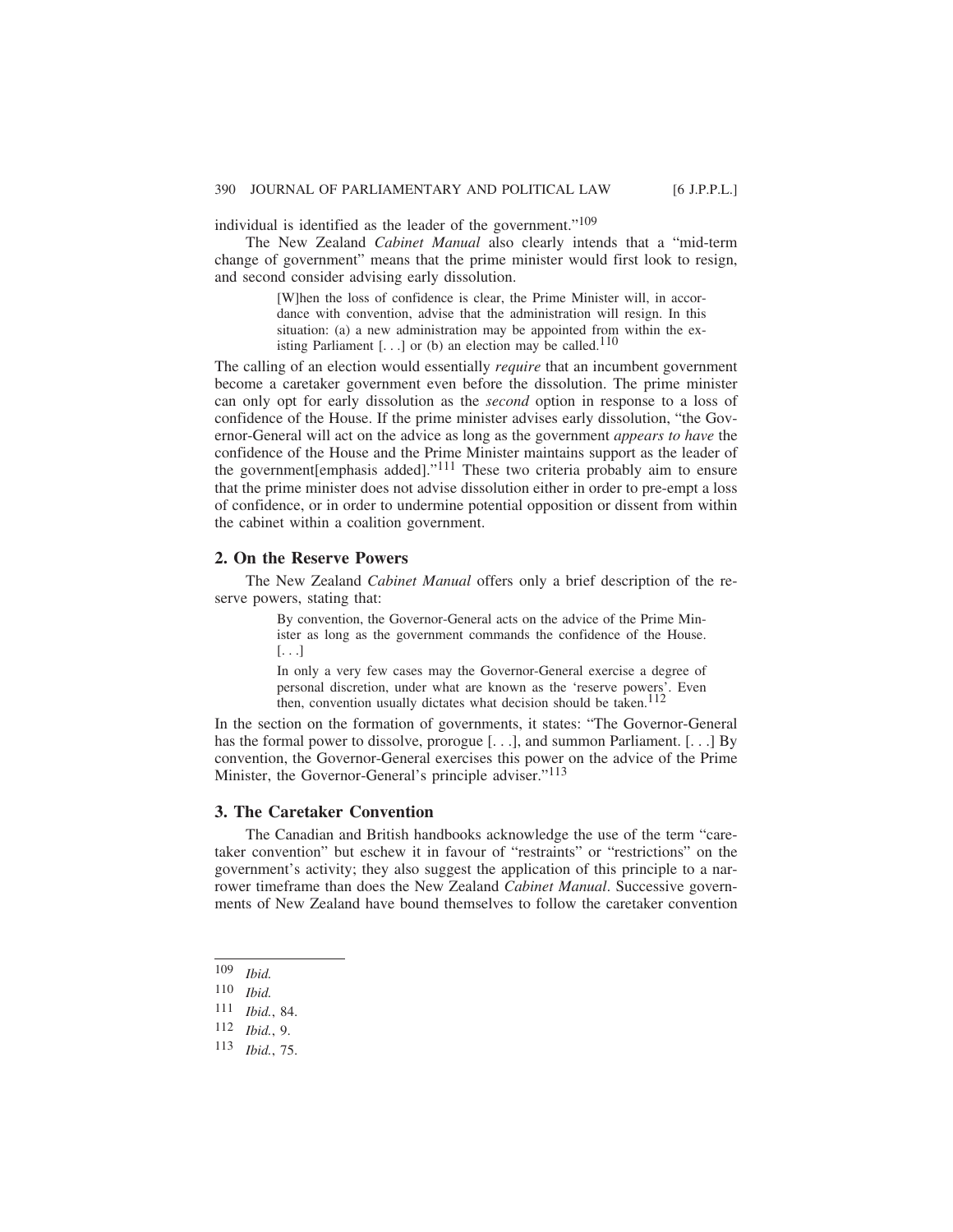individual is identified as the leader of the government."[109]

The New Zealand *Cabinet Manual* also clearly intends that a "mid-term change of government" means that the prime minister would first look to resign, and second consider advising early dissolution.

> [W]hen the loss of confidence is clear, the Prime Minister will, in accordance with convention, advise that the administration will resign. In this situation: (a) a new administration may be appointed from within the existing Parliament [. . .] or (b) an election may be called.[110]

The calling of an election would essentially *require* that an incumbent government become a caretaker government even before the dissolution. The prime minister can only opt for early dissolution as the *second* option in response to a loss of confidence of the House. If the prime minister advises early dissolution, "the Governor-General will act on the advice as long as the government *appears to have* the confidence of the House and the Prime Minister maintains support as the leader of the government[emphasis added]."[111] These two criteria probably aim to ensure that the prime minister does not advise dissolution either in order to pre-empt a loss of confidence, or in order to undermine potential opposition or dissent from within the cabinet within a coalition government.

## 2. On the Reserve Powers

The New Zealand *Cabinet Manual* offers only a brief description of the reserve powers, stating that:

> By convention, the Governor-General acts on the advice of the Prime Minister as long as the government commands the confidence of the House. [. . .]
>
> In only a very few cases may the Governor-General exercise a degree of personal discretion, under what are known as the 'reserve powers'. Even then, convention usually dictates what decision should be taken.[112]

In the section on the formation of governments, it states: "The Governor-General has the formal power to dissolve, prorogue [. . .], and summon Parliament. [. . .] By convention, the Governor-General exercises this power on the advice of the Prime Minister, the Governor-General's principle adviser."[113]

## 3. The Caretaker Convention

The Canadian and British handbooks acknowledge the use of the term "caretaker convention" but eschew it in favour of "restraints" or "restrictions" on the government's activity; they also suggest the application of this principle to a narrower timeframe than does the New Zealand *Cabinet Manual*. Successive governments of New Zealand have bound themselves to follow the caretaker convention

---

109 *Ibid.*

110 *Ibid.*

111 *Ibid.*, 84.

112 *Ibid.*, 9.

113 *Ibid.*, 75.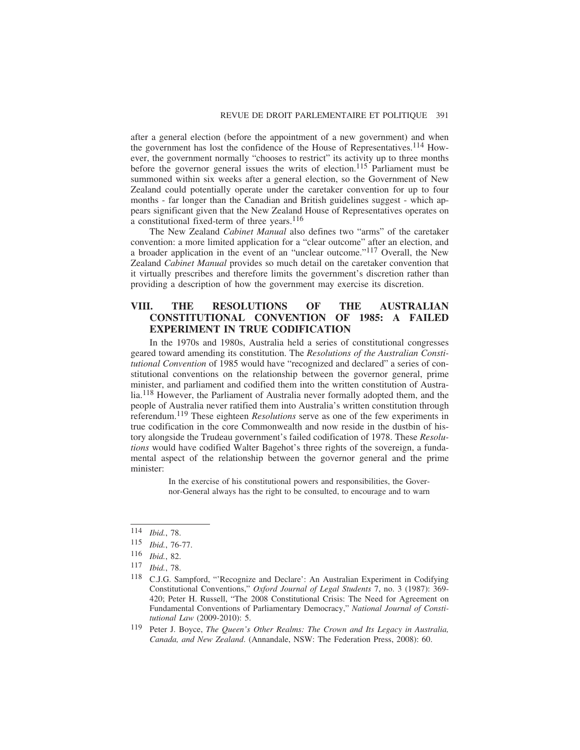after a general election (before the appointment of a new government) and when the government has lost the confidence of the House of Representatives.[114] However, the government normally "chooses to restrict" its activity up to three months before the governor general issues the writs of election.[115] Parliament must be summoned within six weeks after a general election, so the Government of New Zealand could potentially operate under the caretaker convention for up to four months - far longer than the Canadian and British guidelines suggest - which appears significant given that the New Zealand House of Representatives operates on a constitutional fixed-term of three years.[116]

The New Zealand *Cabinet Manual* also defines two "arms" of the caretaker convention: a more limited application for a "clear outcome" after an election, and a broader application in the event of an "unclear outcome."[117] Overall, the New Zealand *Cabinet Manual* provides so much detail on the caretaker convention that it virtually prescribes and therefore limits the government's discretion rather than providing a description of how the government may exercise its discretion.

## VIII. THE RESOLUTIONS OF THE AUSTRALIAN CONSTITUTIONAL CONVENTION OF 1985: A FAILED EXPERIMENT IN TRUE CODIFICATION

In the 1970s and 1980s, Australia held a series of constitutional congresses geared toward amending its constitution. The *Resolutions of the Australian Constitutional Convention* of 1985 would have "recognized and declared" a series of constitutional conventions on the relationship between the governor general, prime minister, and parliament and codified them into the written constitution of Australia.[118] However, the Parliament of Australia never formally adopted them, and the people of Australia never ratified them into Australia's written constitution through referendum.[119] These eighteen *Resolutions* serve as one of the few experiments in true codification in the core Commonwealth and now reside in the dustbin of history alongside the Trudeau government's failed codification of 1978. These *Resolutions* would have codified Walter Bagehot's three rights of the sovereign, a fundamental aspect of the relationship between the governor general and the prime minister:

> In the exercise of his constitutional powers and responsibilities, the Governor-General always has the right to be consulted, to encourage and to warn

---

114 *Ibid.*, 78.

115 *Ibid.*, 76-77.

116 *Ibid.*, 82.

117 *Ibid.*, 78.

118 C.J.G. Sampford, "'Recognize and Declare': An Australian Experiment in Codifying Constitutional Conventions," *Oxford Journal of Legal Students* 7, no. 3 (1987): 369-420; Peter H. Russell, "The 2008 Constitutional Crisis: The Need for Agreement on Fundamental Conventions of Parliamentary Democracy," *National Journal of Constitutional Law* (2009-2010): 5.

119 Peter J. Boyce, *The Queen's Other Realms: The Crown and Its Legacy in Australia, Canada, and New Zealand*. (Annandale, NSW: The Federation Press, 2008): 60.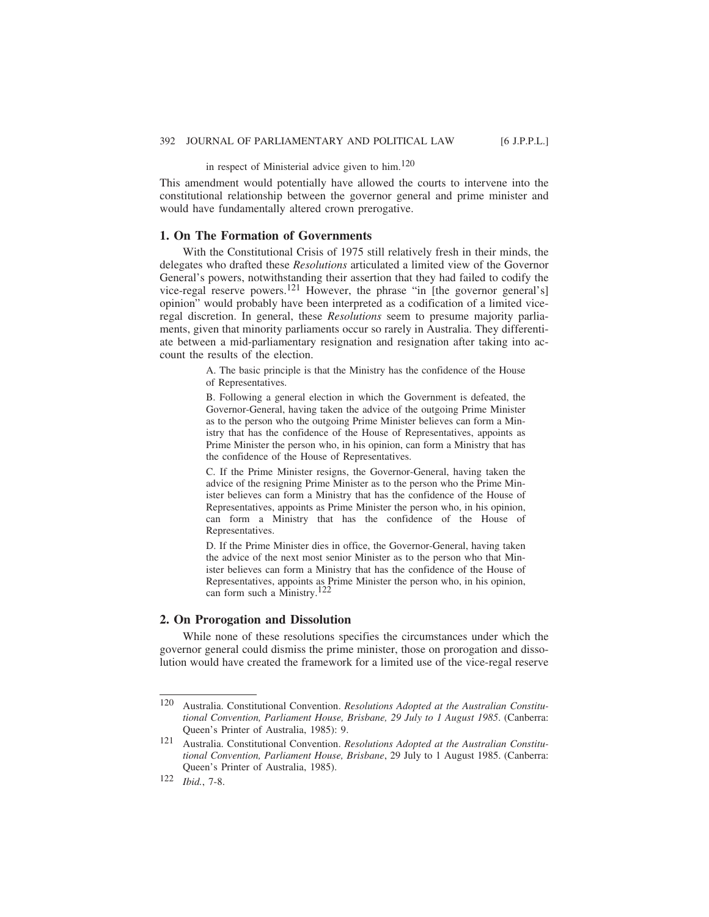> in respect of Ministerial advice given to him.[120]

This amendment would potentially have allowed the courts to intervene into the constitutional relationship between the governor general and prime minister and would have fundamentally altered crown prerogative.

### 1. On The Formation of Governments

With the Constitutional Crisis of 1975 still relatively fresh in their minds, the delegates who drafted these *Resolutions* articulated a limited view of the Governor General's powers, notwithstanding their assertion that they had failed to codify the vice-regal reserve powers.[121] However, the phrase "in [the governor general's] opinion" would probably have been interpreted as a codification of a limited vice-regal discretion. In general, these *Resolutions* seem to presume majority parliaments, given that minority parliaments occur so rarely in Australia. They differentiate between a mid-parliamentary resignation and resignation after taking into account the results of the election.

> A. The basic principle is that the Ministry has the confidence of the House of Representatives.
>
> B. Following a general election in which the Government is defeated, the Governor-General, having taken the advice of the outgoing Prime Minister as to the person who the outgoing Prime Minister believes can form a Ministry that has the confidence of the House of Representatives, appoints as Prime Minister the person who, in his opinion, can form a Ministry that has the confidence of the House of Representatives.
>
> C. If the Prime Minister resigns, the Governor-General, having taken the advice of the resigning Prime Minister as to the person who the Prime Minister believes can form a Ministry that has the confidence of the House of Representatives, appoints as Prime Minister the person who, in his opinion, can form a Ministry that has the confidence of the House of Representatives.
>
> D. If the Prime Minister dies in office, the Governor-General, having taken the advice of the next most senior Minister as to the person who that Minister believes can form a Ministry that has the confidence of the House of Representatives, appoints as Prime Minister the person who, in his opinion, can form such a Ministry.[122]

### 2. On Prorogation and Dissolution

While none of these resolutions specifies the circumstances under which the governor general could dismiss the prime minister, those on prorogation and dissolution would have created the framework for a limited use of the vice-regal reserve

---

[120] Australia. Constitutional Convention. *Resolutions Adopted at the Australian Constitutional Convention, Parliament House, Brisbane, 29 July to 1 August 1985*. (Canberra: Queen's Printer of Australia, 1985): 9.

[121] Australia. Constitutional Convention. *Resolutions Adopted at the Australian Constitutional Convention, Parliament House, Brisbane*, 29 July to 1 August 1985. (Canberra: Queen's Printer of Australia, 1985).

[122] *Ibid.*, 7-8.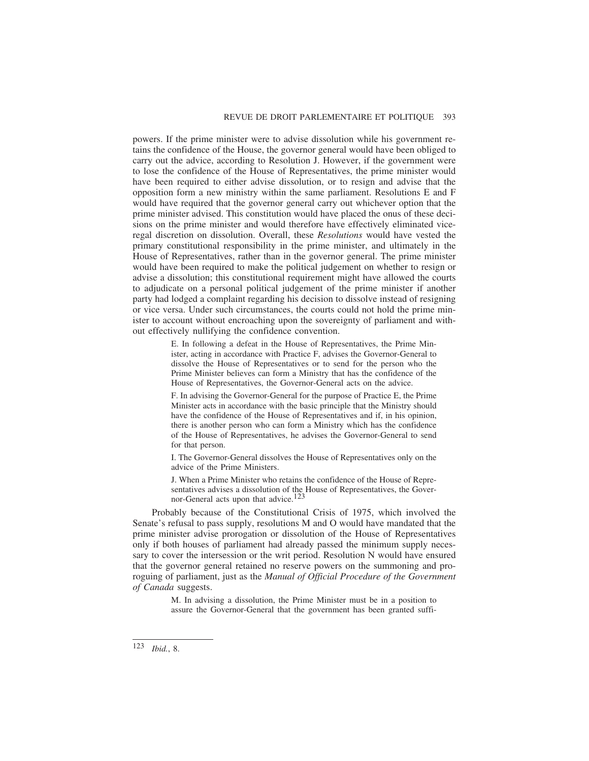powers. If the prime minister were to advise dissolution while his government retains the confidence of the House, the governor general would have been obliged to carry out the advice, according to Resolution J. However, if the government were to lose the confidence of the House of Representatives, the prime minister would have been required to either advise dissolution, or to resign and advise that the opposition form a new ministry within the same parliament. Resolutions E and F would have required that the governor general carry out whichever option that the prime minister advised. This constitution would have placed the onus of these decisions on the prime minister and would therefore have effectively eliminated vice-regal discretion on dissolution. Overall, these *Resolutions* would have vested the primary constitutional responsibility in the prime minister, and ultimately in the House of Representatives, rather than in the governor general. The prime minister would have been required to make the political judgement on whether to resign or advise a dissolution; this constitutional requirement might have allowed the courts to adjudicate on a personal political judgement of the prime minister if another party had lodged a complaint regarding his decision to dissolve instead of resigning or vice versa. Under such circumstances, the courts could not hold the prime minister to account without encroaching upon the sovereignty of parliament and without effectively nullifying the confidence convention.

> E. In following a defeat in the House of Representatives, the Prime Minister, acting in accordance with Practice F, advises the Governor-General to dissolve the House of Representatives or to send for the person who the Prime Minister believes can form a Ministry that has the confidence of the House of Representatives, the Governor-General acts on the advice.
>
> F. In advising the Governor-General for the purpose of Practice E, the Prime Minister acts in accordance with the basic principle that the Ministry should have the confidence of the House of Representatives and if, in his opinion, there is another person who can form a Ministry which has the confidence of the House of Representatives, he advises the Governor-General to send for that person.
>
> I. The Governor-General dissolves the House of Representatives only on the advice of the Prime Ministers.
>
> J. When a Prime Minister who retains the confidence of the House of Representatives advises a dissolution of the House of Representatives, the Governor-General acts upon that advice.[123]

Probably because of the Constitutional Crisis of 1975, which involved the Senate's refusal to pass supply, resolutions M and O would have mandated that the prime minister advise prorogation or dissolution of the House of Representatives only if both houses of parliament had already passed the minimum supply necessary to cover the intersession or the writ period. Resolution N would have ensured that the governor general retained no reserve powers on the summoning and proroguing of parliament, just as the *Manual of Official Procedure of the Government of Canada* suggests.

> M. In advising a dissolution, the Prime Minister must be in a position to assure the Governor-General that the government has been granted suffi-

---

[123] *Ibid.*, 8.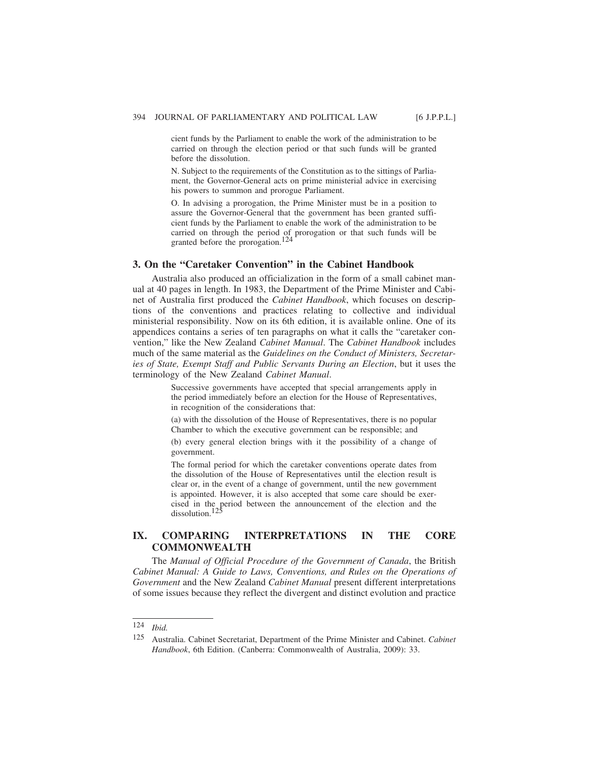cient funds by the Parliament to enable the work of the administration to be carried on through the election period or that such funds will be granted before the dissolution.

N. Subject to the requirements of the Constitution as to the sittings of Parliament, the Governor-General acts on prime ministerial advice in exercising his powers to summon and prorogue Parliament.

O. In advising a prorogation, the Prime Minister must be in a position to assure the Governor-General that the government has been granted sufficient funds by the Parliament to enable the work of the administration to be carried on through the period of prorogation or that such funds will be granted before the prorogation.[124]

### 3. On the "Caretaker Convention" in the Cabinet Handbook

Australia also produced an officialization in the form of a small cabinet manual at 40 pages in length. In 1983, the Department of the Prime Minister and Cabinet of Australia first produced the *Cabinet Handbook*, which focuses on descriptions of the conventions and practices relating to collective and individual ministerial responsibility. Now on its 6th edition, it is available online. One of its appendices contains a series of ten paragraphs on what it calls the "caretaker convention," like the New Zealand *Cabinet Manual*. The *Cabinet Handbook* includes much of the same material as the *Guidelines on the Conduct of Ministers, Secretaries of State, Exempt Staff and Public Servants During an Election*, but it uses the terminology of the New Zealand *Cabinet Manual*.

> Successive governments have accepted that special arrangements apply in the period immediately before an election for the House of Representatives, in recognition of the considerations that:
>
> (a) with the dissolution of the House of Representatives, there is no popular Chamber to which the executive government can be responsible; and
>
> (b) every general election brings with it the possibility of a change of government.
>
> The formal period for which the caretaker conventions operate dates from the dissolution of the House of Representatives until the election result is clear or, in the event of a change of government, until the new government is appointed. However, it is also accepted that some care should be exercised in the period between the announcement of the election and the dissolution.[125]

## IX. COMPARING INTERPRETATIONS IN THE CORE COMMONWEALTH

The *Manual of Official Procedure of the Government of Canada*, the British *Cabinet Manual: A Guide to Laws, Conventions, and Rules on the Operations of Government* and the New Zealand *Cabinet Manual* present different interpretations of some issues because they reflect the divergent and distinct evolution and practice

---

124 *Ibid.*

125 Australia. Cabinet Secretariat, Department of the Prime Minister and Cabinet. *Cabinet Handbook*, 6th Edition. (Canberra: Commonwealth of Australia, 2009): 33.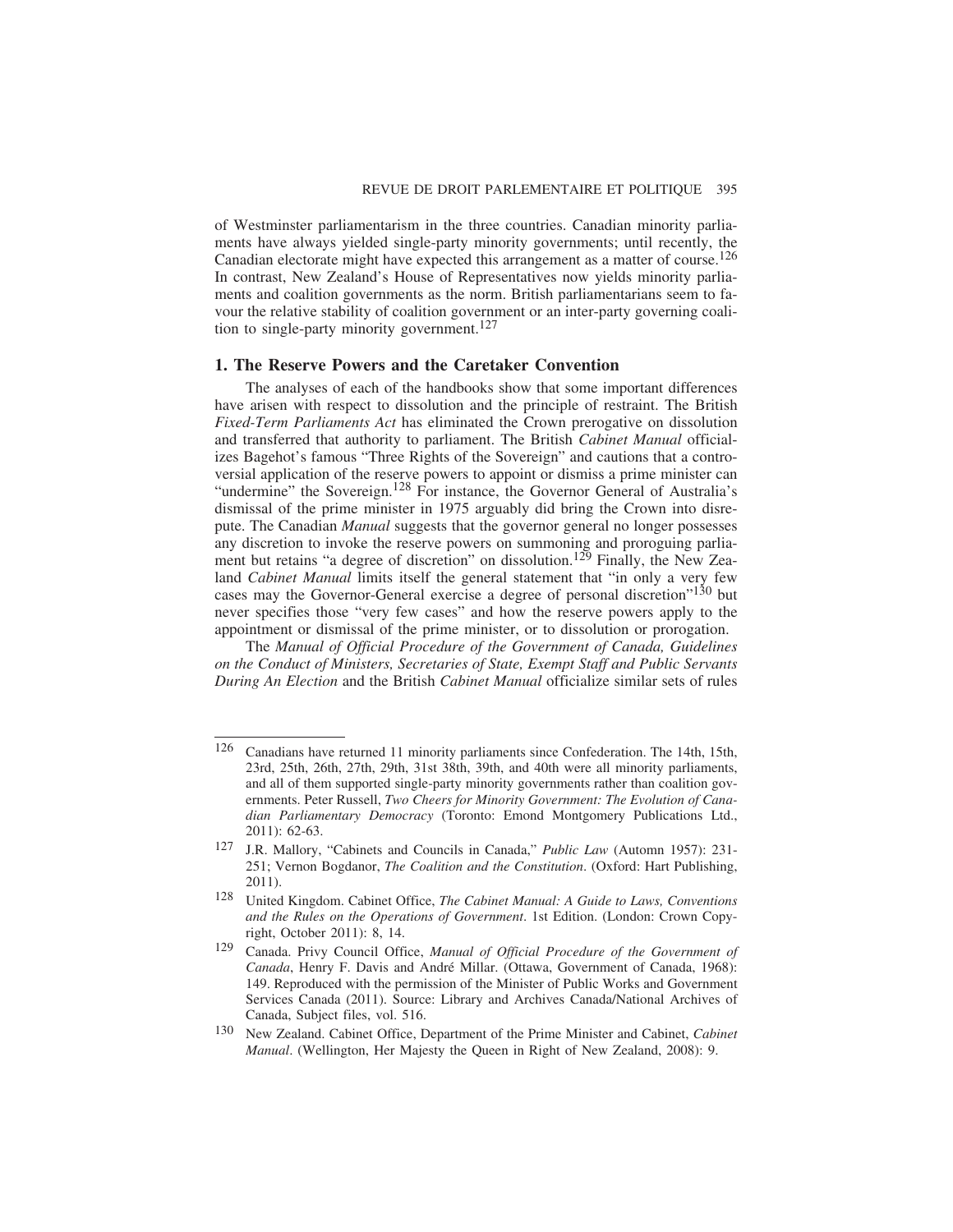of Westminster parliamentarism in the three countries. Canadian minority parliaments have always yielded single-party minority governments; until recently, the Canadian electorate might have expected this arrangement as a matter of course.[126] In contrast, New Zealand's House of Representatives now yields minority parliaments and coalition governments as the norm. British parliamentarians seem to favour the relative stability of coalition government or an inter-party governing coalition to single-party minority government.[127]

### 1. The Reserve Powers and the Caretaker Convention

The analyses of each of the handbooks show that some important differences have arisen with respect to dissolution and the principle of restraint. The British *Fixed-Term Parliaments Act* has eliminated the Crown prerogative on dissolution and transferred that authority to parliament. The British *Cabinet Manual* officializes Bagehot's famous "Three Rights of the Sovereign" and cautions that a controversial application of the reserve powers to appoint or dismiss a prime minister can "undermine" the Sovereign.[128] For instance, the Governor General of Australia's dismissal of the prime minister in 1975 arguably did bring the Crown into disrepute. The Canadian *Manual* suggests that the governor general no longer possesses any discretion to invoke the reserve powers on summoning and proroguing parliament but retains "a degree of discretion" on dissolution.[129] Finally, the New Zealand *Cabinet Manual* limits itself the general statement that "in only a very few cases may the Governor-General exercise a degree of personal discretion"[130] but never specifies those "very few cases" and how the reserve powers apply to the appointment or dismissal of the prime minister, or to dissolution or prorogation.

The *Manual of Official Procedure of the Government of Canada, Guidelines on the Conduct of Ministers, Secretaries of State, Exempt Staff and Public Servants During An Election* and the British *Cabinet Manual* officialize similar sets of rules

---

[126] Canadians have returned 11 minority parliaments since Confederation. The 14th, 15th, 23rd, 25th, 26th, 27th, 29th, 31st 38th, 39th, and 40th were all minority parliaments, and all of them supported single-party minority governments rather than coalition governments. Peter Russell, *Two Cheers for Minority Government: The Evolution of Canadian Parliamentary Democracy* (Toronto: Emond Montgomery Publications Ltd., 2011): 62-63.

[127] J.R. Mallory, "Cabinets and Councils in Canada," *Public Law* (Automn 1957): 231-251; Vernon Bogdanor, *The Coalition and the Constitution*. (Oxford: Hart Publishing, 2011).

[128] United Kingdom. Cabinet Office, *The Cabinet Manual: A Guide to Laws, Conventions and the Rules on the Operations of Government*. 1st Edition. (London: Crown Copyright, October 2011): 8, 14.

[129] Canada. Privy Council Office, *Manual of Official Procedure of the Government of Canada*, Henry F. Davis and André Millar. (Ottawa, Government of Canada, 1968): 149. Reproduced with the permission of the Minister of Public Works and Government Services Canada (2011). Source: Library and Archives Canada/National Archives of Canada, Subject files, vol. 516.

[130] New Zealand. Cabinet Office, Department of the Prime Minister and Cabinet, *Cabinet Manual*. (Wellington, Her Majesty the Queen in Right of New Zealand, 2008): 9.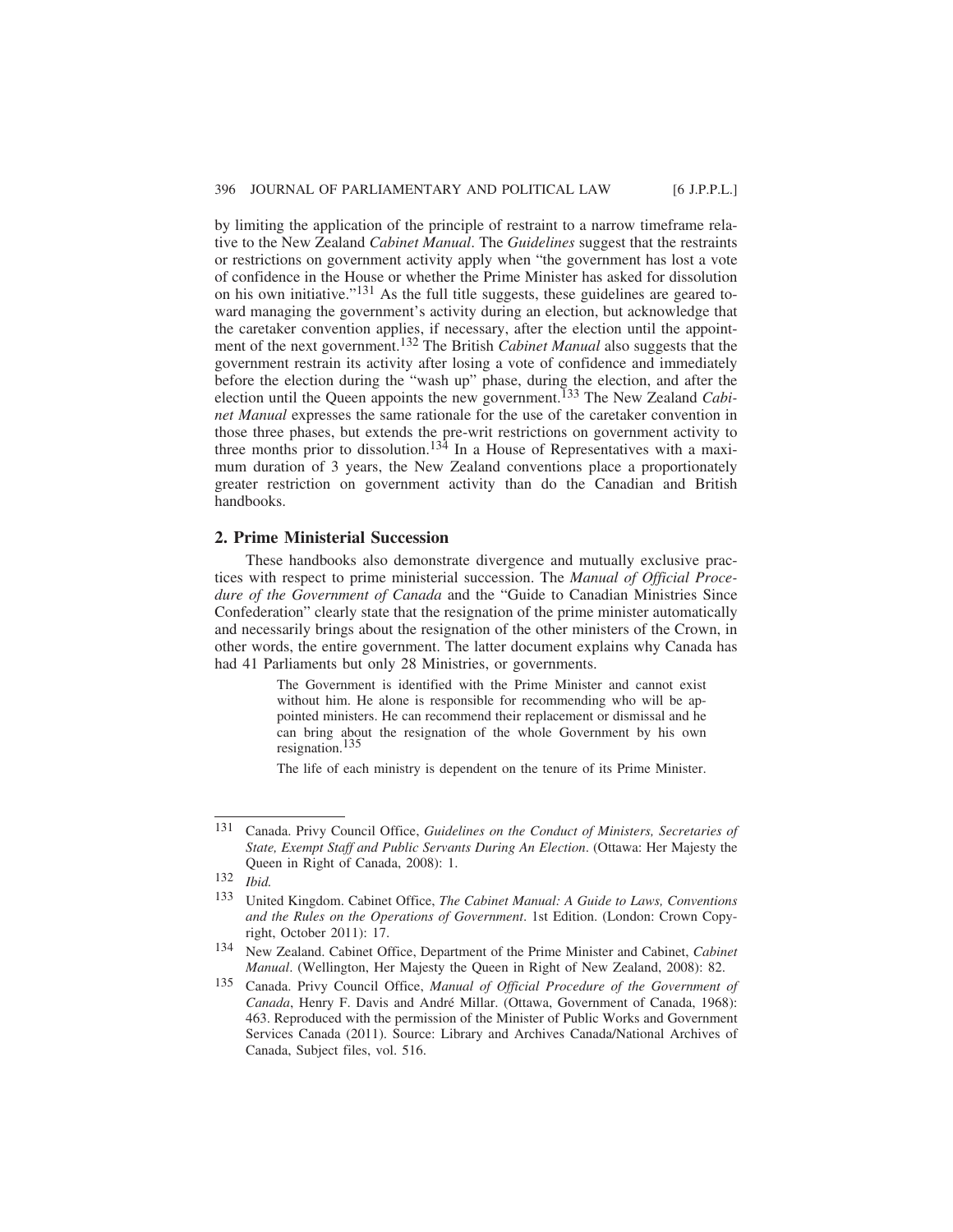by limiting the application of the principle of restraint to a narrow timeframe relative to the New Zealand *Cabinet Manual*. The *Guidelines* suggest that the restraints or restrictions on government activity apply when "the government has lost a vote of confidence in the House or whether the Prime Minister has asked for dissolution on his own initiative."[131] As the full title suggests, these guidelines are geared toward managing the government's activity during an election, but acknowledge that the caretaker convention applies, if necessary, after the election until the appointment of the next government.[132] The British *Cabinet Manual* also suggests that the government restrain its activity after losing a vote of confidence and immediately before the election during the "wash up" phase, during the election, and after the election until the Queen appoints the new government.[133] The New Zealand *Cabinet Manual* expresses the same rationale for the use of the caretaker convention in those three phases, but extends the pre-writ restrictions on government activity to three months prior to dissolution.[134] In a House of Representatives with a maximum duration of 3 years, the New Zealand conventions place a proportionately greater restriction on government activity than do the Canadian and British handbooks.

## 2. Prime Ministerial Succession

These handbooks also demonstrate divergence and mutually exclusive practices with respect to prime ministerial succession. The *Manual of Official Procedure of the Government of Canada* and the "Guide to Canadian Ministries Since Confederation" clearly state that the resignation of the prime minister automatically and necessarily brings about the resignation of the other ministers of the Crown, in other words, the entire government. The latter document explains why Canada has had 41 Parliaments but only 28 Ministries, or governments.

> The Government is identified with the Prime Minister and cannot exist without him. He alone is responsible for recommending who will be appointed ministers. He can recommend their replacement or dismissal and he can bring about the resignation of the whole Government by his own resignation.[135]
>
> The life of each ministry is dependent on the tenure of its Prime Minister.

---

131 Canada. Privy Council Office, *Guidelines on the Conduct of Ministers, Secretaries of State, Exempt Staff and Public Servants During An Election*. (Ottawa: Her Majesty the Queen in Right of Canada, 2008): 1.

132 *Ibid.*

133 United Kingdom. Cabinet Office, *The Cabinet Manual: A Guide to Laws, Conventions and the Rules on the Operations of Government*. 1st Edition. (London: Crown Copyright, October 2011): 17.

134 New Zealand. Cabinet Office, Department of the Prime Minister and Cabinet, *Cabinet Manual*. (Wellington, Her Majesty the Queen in Right of New Zealand, 2008): 82.

135 Canada. Privy Council Office, *Manual of Official Procedure of the Government of Canada*, Henry F. Davis and André Millar. (Ottawa, Government of Canada, 1968): 463. Reproduced with the permission of the Minister of Public Works and Government Services Canada (2011). Source: Library and Archives Canada/National Archives of Canada, Subject files, vol. 516.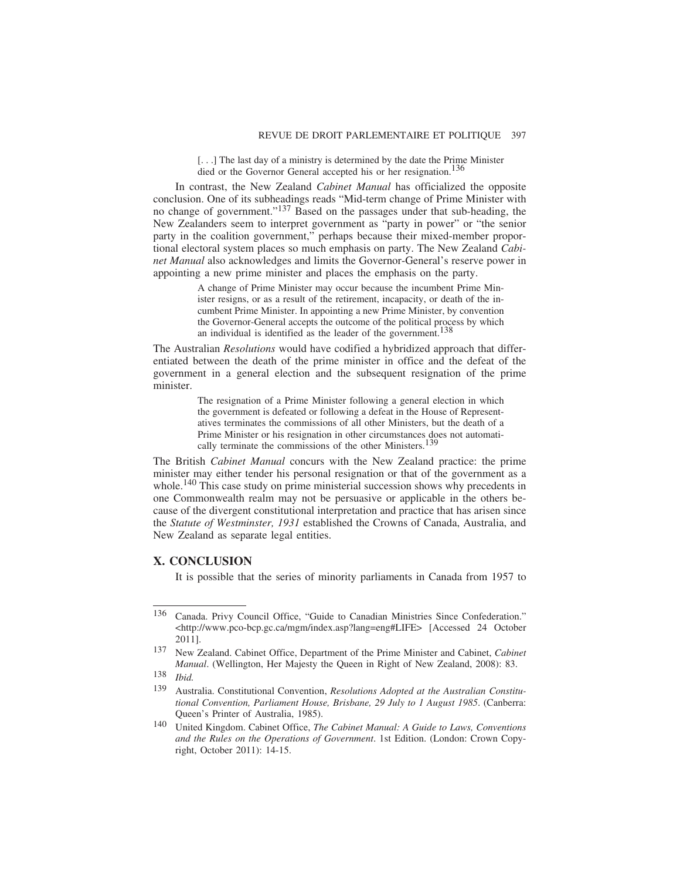> [. . .] The last day of a ministry is determined by the date the Prime Minister died or the Governor General accepted his or her resignation.[136]

In contrast, the New Zealand *Cabinet Manual* has officialized the opposite conclusion. One of its subheadings reads "Mid-term change of Prime Minister with no change of government."[137] Based on the passages under that sub-heading, the New Zealanders seem to interpret government as "party in power" or "the senior party in the coalition government," perhaps because their mixed-member proportional electoral system places so much emphasis on party. The New Zealand *Cabinet Manual* also acknowledges and limits the Governor-General's reserve power in appointing a new prime minister and places the emphasis on the party.

> A change of Prime Minister may occur because the incumbent Prime Minister resigns, or as a result of the retirement, incapacity, or death of the incumbent Prime Minister. In appointing a new Prime Minister, by convention the Governor-General accepts the outcome of the political process by which an individual is identified as the leader of the government.[138]

The Australian *Resolutions* would have codified a hybridized approach that differentiated between the death of the prime minister in office and the defeat of the government in a general election and the subsequent resignation of the prime minister.

> The resignation of a Prime Minister following a general election in which the government is defeated or following a defeat in the House of Representatives terminates the commissions of all other Ministers, but the death of a Prime Minister or his resignation in other circumstances does not automatically terminate the commissions of the other Ministers.[139]

The British *Cabinet Manual* concurs with the New Zealand practice: the prime minister may either tender his personal resignation or that of the government as a whole.[140] This case study on prime ministerial succession shows why precedents in one Commonwealth realm may not be persuasive or applicable in the others because of the divergent constitutional interpretation and practice that has arisen since the *Statute of Westminster, 1931* established the Crowns of Canada, Australia, and New Zealand as separate legal entities.

## X. CONCLUSION

It is possible that the series of minority parliaments in Canada from 1957 to

---

[136] Canada. Privy Council Office, "Guide to Canadian Ministries Since Confederation." <http://www.pco-bcp.gc.ca/mgm/index.asp?lang=eng#LIFE> [Accessed 24 October 2011].

[137] New Zealand. Cabinet Office, Department of the Prime Minister and Cabinet, *Cabinet Manual*. (Wellington, Her Majesty the Queen in Right of New Zealand, 2008): 83.

[138] *Ibid.*

[139] Australia. Constitutional Convention, *Resolutions Adopted at the Australian Constitutional Convention, Parliament House, Brisbane, 29 July to 1 August 1985*. (Canberra: Queen's Printer of Australia, 1985).

[140] United Kingdom. Cabinet Office, *The Cabinet Manual: A Guide to Laws, Conventions and the Rules on the Operations of Government*. 1st Edition. (London: Crown Copyright, October 2011): 14-15.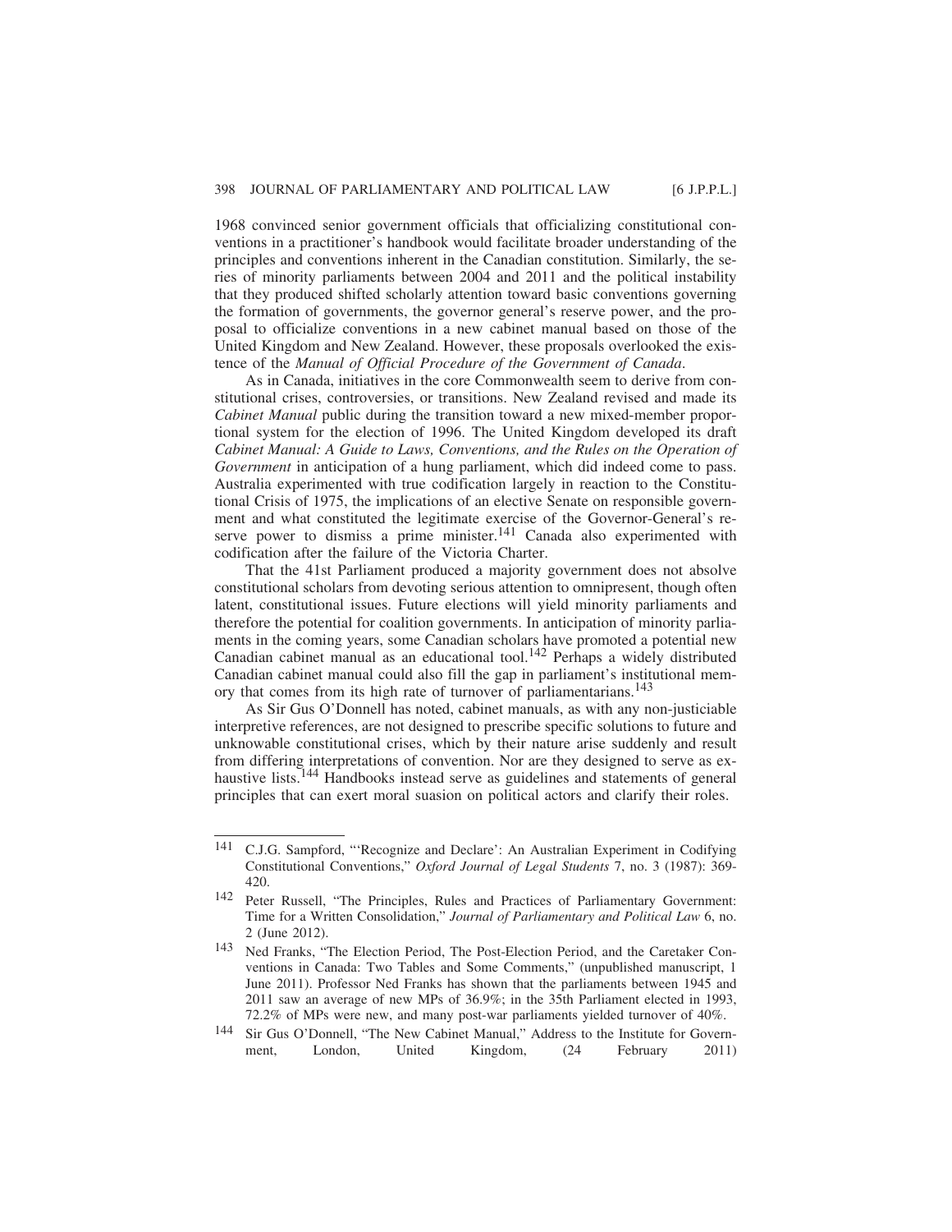1968 convinced senior government officials that officializing constitutional conventions in a practitioner's handbook would facilitate broader understanding of the principles and conventions inherent in the Canadian constitution. Similarly, the series of minority parliaments between 2004 and 2011 and the political instability that they produced shifted scholarly attention toward basic conventions governing the formation of governments, the governor general's reserve power, and the proposal to officialize conventions in a new cabinet manual based on those of the United Kingdom and New Zealand. However, these proposals overlooked the existence of the *Manual of Official Procedure of the Government of Canada*.

As in Canada, initiatives in the core Commonwealth seem to derive from constitutional crises, controversies, or transitions. New Zealand revised and made its *Cabinet Manual* public during the transition toward a new mixed-member proportional system for the election of 1996. The United Kingdom developed its draft *Cabinet Manual: A Guide to Laws, Conventions, and the Rules on the Operation of Government* in anticipation of a hung parliament, which did indeed come to pass. Australia experimented with true codification largely in reaction to the Constitutional Crisis of 1975, the implications of an elective Senate on responsible government and what constituted the legitimate exercise of the Governor-General's reserve power to dismiss a prime minister.[141] Canada also experimented with codification after the failure of the Victoria Charter.

That the 41st Parliament produced a majority government does not absolve constitutional scholars from devoting serious attention to omnipresent, though often latent, constitutional issues. Future elections will yield minority parliaments and therefore the potential for coalition governments. In anticipation of minority parliaments in the coming years, some Canadian scholars have promoted a potential new Canadian cabinet manual as an educational tool.[142] Perhaps a widely distributed Canadian cabinet manual could also fill the gap in parliament's institutional memory that comes from its high rate of turnover of parliamentarians.[143]

As Sir Gus O'Donnell has noted, cabinet manuals, as with any non-justiciable interpretive references, are not designed to prescribe specific solutions to future and unknowable constitutional crises, which by their nature arise suddenly and result from differing interpretations of convention. Nor are they designed to serve as exhaustive lists.[144] Handbooks instead serve as guidelines and statements of general principles that can exert moral suasion on political actors and clarify their roles.

---

[141] C.J.G. Sampford, "'Recognize and Declare': An Australian Experiment in Codifying Constitutional Conventions," *Oxford Journal of Legal Students* 7, no. 3 (1987): 369-420.

[142] Peter Russell, "The Principles, Rules and Practices of Parliamentary Government: Time for a Written Consolidation," *Journal of Parliamentary and Political Law* 6, no. 2 (June 2012).

[143] Ned Franks, "The Election Period, The Post-Election Period, and the Caretaker Conventions in Canada: Two Tables and Some Comments," (unpublished manuscript, 1 June 2011). Professor Ned Franks has shown that the parliaments between 1945 and 2011 saw an average of new MPs of 36.9%; in the 35th Parliament elected in 1993, 72.2% of MPs were new, and many post-war parliaments yielded turnover of 40%.

[144] Sir Gus O'Donnell, "The New Cabinet Manual," Address to the Institute for Government, London, United Kingdom, (24 February 2011)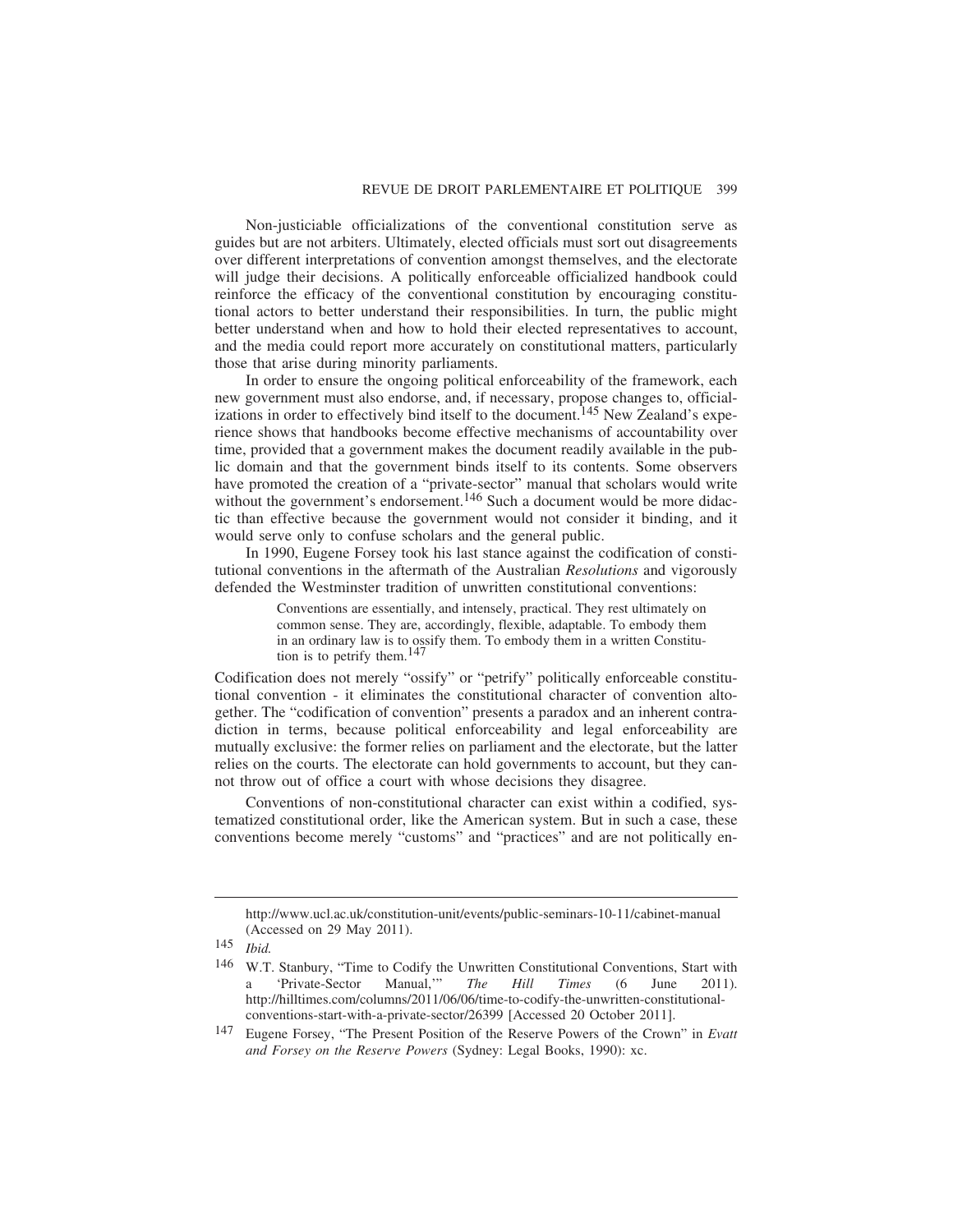Non-justiciable officializations of the conventional constitution serve as guides but are not arbiters. Ultimately, elected officials must sort out disagreements over different interpretations of convention amongst themselves, and the electorate will judge their decisions. A politically enforceable officialized handbook could reinforce the efficacy of the conventional constitution by encouraging constitutional actors to better understand their responsibilities. In turn, the public might better understand when and how to hold their elected representatives to account, and the media could report more accurately on constitutional matters, particularly those that arise during minority parliaments.

In order to ensure the ongoing political enforceability of the framework, each new government must also endorse, and, if necessary, propose changes to, officializations in order to effectively bind itself to the document.[145] New Zealand's experience shows that handbooks become effective mechanisms of accountability over time, provided that a government makes the document readily available in the public domain and that the government binds itself to its contents. Some observers have promoted the creation of a "private-sector" manual that scholars would write without the government's endorsement.[146] Such a document would be more didactic than effective because the government would not consider it binding, and it would serve only to confuse scholars and the general public.

In 1990, Eugene Forsey took his last stance against the codification of constitutional conventions in the aftermath of the Australian *Resolutions* and vigorously defended the Westminster tradition of unwritten constitutional conventions:

> Conventions are essentially, and intensely, practical. They rest ultimately on common sense. They are, accordingly, flexible, adaptable. To embody them in an ordinary law is to ossify them. To embody them in a written Constitution is to petrify them.[147]

Codification does not merely "ossify" or "petrify" politically enforceable constitutional convention - it eliminates the constitutional character of convention altogether. The "codification of convention" presents a paradox and an inherent contradiction in terms, because political enforceability and legal enforceability are mutually exclusive: the former relies on parliament and the electorate, but the latter relies on the courts. The electorate can hold governments to account, but they cannot throw out of office a court with whose decisions they disagree.

Conventions of non-constitutional character can exist within a codified, systematized constitutional order, like the American system. But in such a case, these conventions become merely "customs" and "practices" and are not politically en-

---

http://www.ucl.ac.uk/constitution-unit/events/public-seminars-10-11/cabinet-manual (Accessed on 29 May 2011).

145 *Ibid.*

146 W.T. Stanbury, "Time to Codify the Unwritten Constitutional Conventions, Start with a 'Private-Sector Manual,'" *The Hill Times* (6 June 2011). http://hilltimes.com/columns/2011/06/06/time-to-codify-the-unwritten-constitutional-conventions-start-with-a-private-sector/26399 [Accessed 20 October 2011].

147 Eugene Forsey, "The Present Position of the Reserve Powers of the Crown" in *Evatt and Forsey on the Reserve Powers* (Sydney: Legal Books, 1990): xc.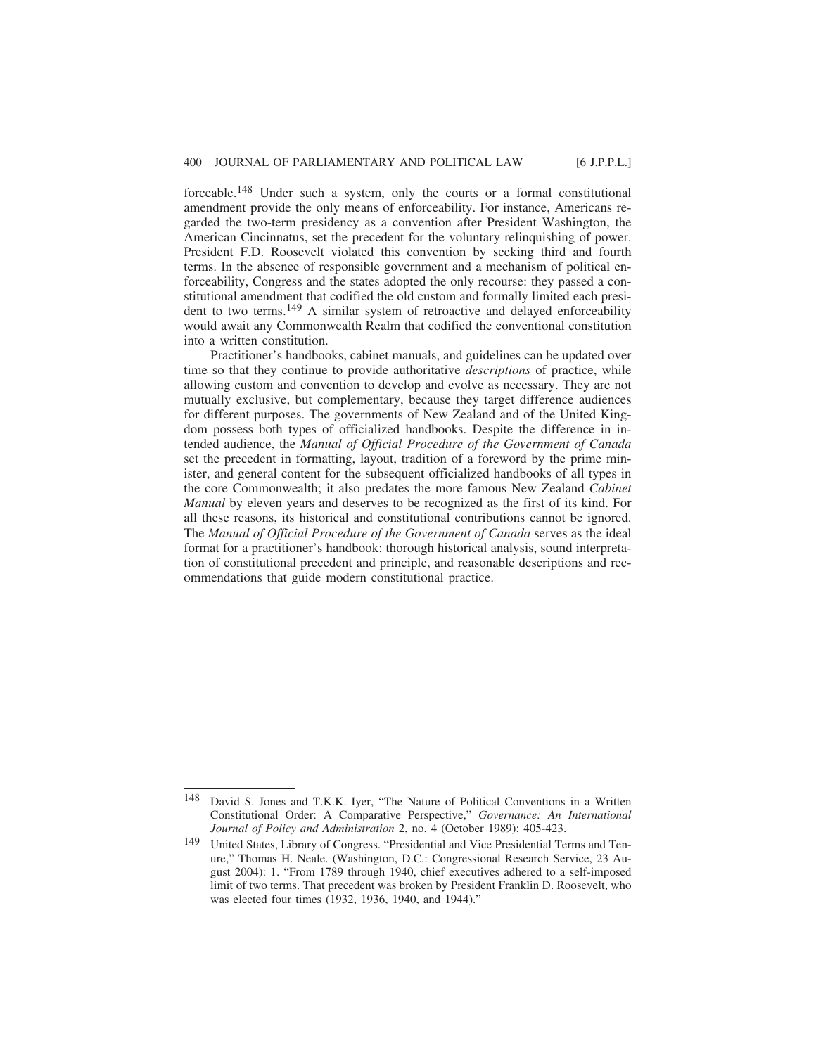forceable.[148] Under such a system, only the courts or a formal constitutional amendment provide the only means of enforceability. For instance, Americans regarded the two-term presidency as a convention after President Washington, the American Cincinnatus, set the precedent for the voluntary relinquishing of power. President F.D. Roosevelt violated this convention by seeking third and fourth terms. In the absence of responsible government and a mechanism of political enforceability, Congress and the states adopted the only recourse: they passed a constitutional amendment that codified the old custom and formally limited each president to two terms.[149] A similar system of retroactive and delayed enforceability would await any Commonwealth Realm that codified the conventional constitution into a written constitution.

Practitioner's handbooks, cabinet manuals, and guidelines can be updated over time so that they continue to provide authoritative *descriptions* of practice, while allowing custom and convention to develop and evolve as necessary. They are not mutually exclusive, but complementary, because they target difference audiences for different purposes. The governments of New Zealand and of the United Kingdom possess both types of officialized handbooks. Despite the difference in intended audience, the *Manual of Official Procedure of the Government of Canada* set the precedent in formatting, layout, tradition of a foreword by the prime minister, and general content for the subsequent officialized handbooks of all types in the core Commonwealth; it also predates the more famous New Zealand *Cabinet Manual* by eleven years and deserves to be recognized as the first of its kind. For all these reasons, its historical and constitutional contributions cannot be ignored. The *Manual of Official Procedure of the Government of Canada* serves as the ideal format for a practitioner's handbook: thorough historical analysis, sound interpretation of constitutional precedent and principle, and reasonable descriptions and recommendations that guide modern constitutional practice.

---

148 David S. Jones and T.K.K. Iyer, "The Nature of Political Conventions in a Written Constitutional Order: A Comparative Perspective," *Governance: An International Journal of Policy and Administration* 2, no. 4 (October 1989): 405-423.

149 United States, Library of Congress. "Presidential and Vice Presidential Terms and Tenure," Thomas H. Neale. (Washington, D.C.: Congressional Research Service, 23 August 2004): 1. "From 1789 through 1940, chief executives adhered to a self-imposed limit of two terms. That precedent was broken by President Franklin D. Roosevelt, who was elected four times (1932, 1936, 1940, and 1944)."